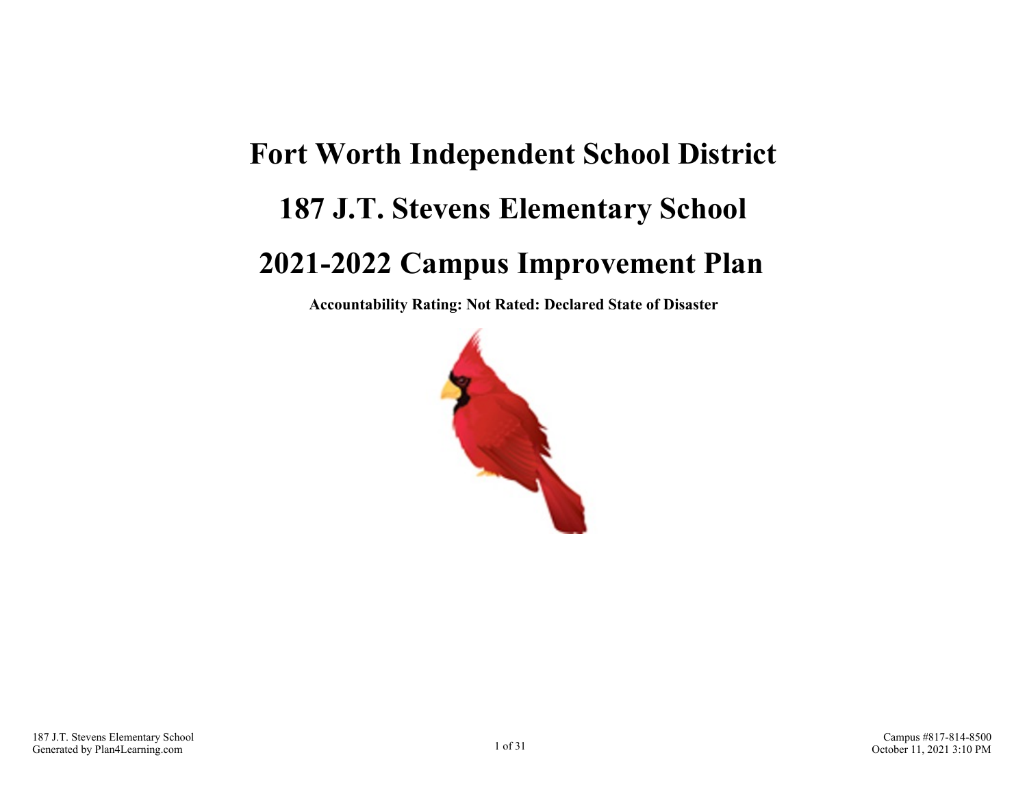# Fort Worth Independent School District

# 187 J.T. Stevens Elementary School

# 2021-2022 Campus Improvement Plan

**Accountability Rating: Not Rated: Declared State of Disaster**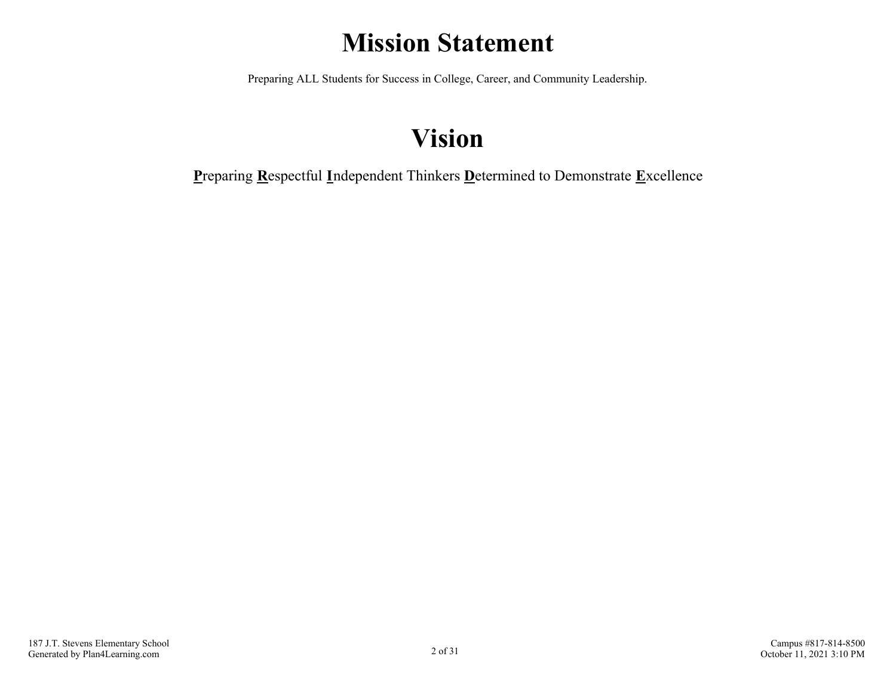# Mission Statement

Preparing ALL Students for Success in College, Career, and Community Leadership.

# Vision

**P**reparing **R**espectful **I**ndependent Thinkers **D**etermined to Demonstrate **E**xcellence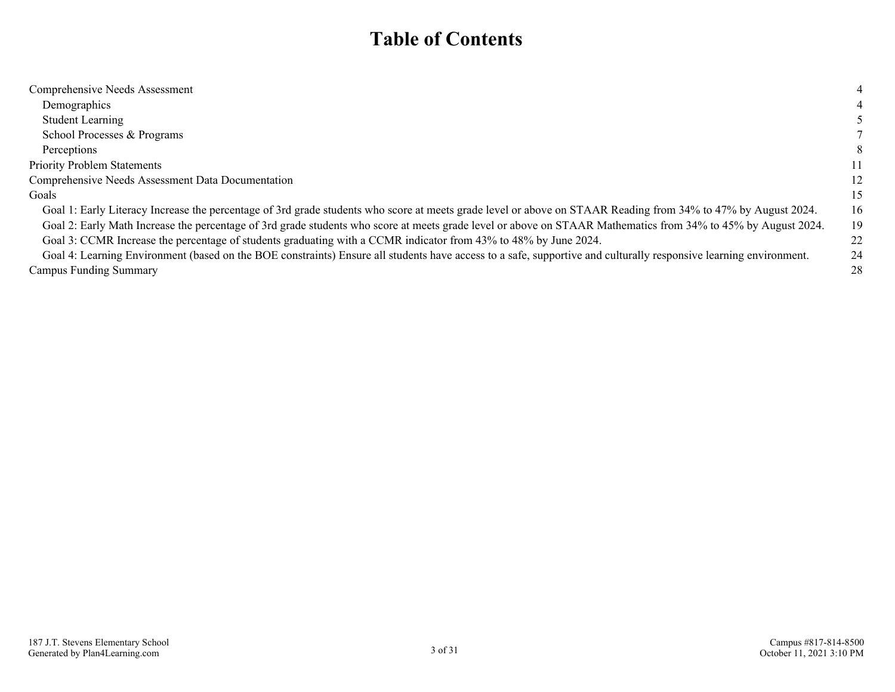# Table of Contents

| | |
|---|---|
| Comprehensive Needs Assessment | 4 |
| Demographics | 4 |
| Student Learning | 5 |
| School Processes & Programs | 7 |
| Perceptions | 8 |
| Priority Problem Statements | 11 |
| Comprehensive Needs Assessment Data Documentation | 12 |
| Goals | 15 |
| Goal 1: Early Literacy Increase the percentage of 3rd grade students who score at meets grade level or above on STAAR Reading from 34% to 47% by August 2024. | 16 |
| Goal 2: Early Math Increase the percentage of 3rd grade students who score at meets grade level or above on STAAR Mathematics from 34% to 45% by August 2024. | 19 |
| Goal 3: CCMR Increase the percentage of students graduating with a CCMR indicator from 43% to 48% by June 2024. | 22 |
| Goal 4: Learning Environment (based on the BOE constraints) Ensure all students have access to a safe, supportive and culturally responsive learning environment. | 24 |
| Campus Funding Summary | 28 |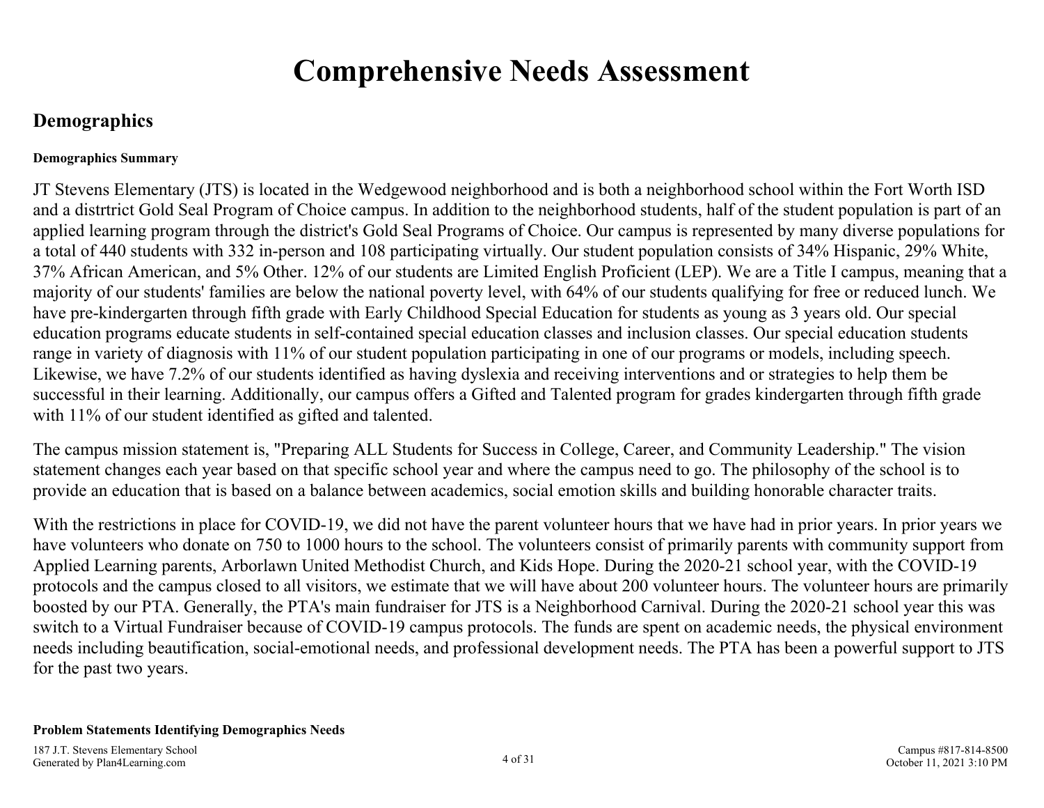# Comprehensive Needs Assessment

## Demographics

**Demographics Summary**

JT Stevens Elementary (JTS) is located in the Wedgewood neighborhood and is both a neighborhood school within the Fort Worth ISD and a distrtrict Gold Seal Program of Choice campus. In addition to the neighborhood students, half of the student population is part of an applied learning program through the district's Gold Seal Programs of Choice. Our campus is represented by many diverse populations for a total of 440 students with 332 in-person and 108 participating virtually. Our student population consists of 34% Hispanic, 29% White, 37% African American, and 5% Other. 12% of our students are Limited English Proficient (LEP). We are a Title I campus, meaning that a majority of our students' families are below the national poverty level, with 64% of our students qualifying for free or reduced lunch. We have pre-kindergarten through fifth grade with Early Childhood Special Education for students as young as 3 years old. Our special education programs educate students in self-contained special education classes and inclusion classes. Our special education students range in variety of diagnosis with 11% of our student population participating in one of our programs or models, including speech. Likewise, we have 7.2% of our students identified as having dyslexia and receiving interventions and or strategies to help them be successful in their learning. Additionally, our campus offers a Gifted and Talented program for grades kindergarten through fifth grade with 11% of our student identified as gifted and talented.

The campus mission statement is, "Preparing ALL Students for Success in College, Career, and Community Leadership." The vision statement changes each year based on that specific school year and where the campus need to go. The philosophy of the school is to provide an education that is based on a balance between academics, social emotion skills and building honorable character traits.

With the restrictions in place for COVID-19, we did not have the parent volunteer hours that we have had in prior years. In prior years we have volunteers who donate on 750 to 1000 hours to the school. The volunteers consist of primarily parents with community support from Applied Learning parents, Arborlawn United Methodist Church, and Kids Hope. During the 2020-21 school year, with the COVID-19 protocols and the campus closed to all visitors, we estimate that we will have about 200 volunteer hours. The volunteer hours are primarily boosted by our PTA. Generally, the PTA's main fundraiser for JTS is a Neighborhood Carnival. During the 2020-21 school year this was switch to a Virtual Fundraiser because of COVID-19 campus protocols. The funds are spent on academic needs, the physical environment needs including beautification, social-emotional needs, and professional development needs. The PTA has been a powerful support to JTS for the past two years.

**Problem Statements Identifying Demographics Needs**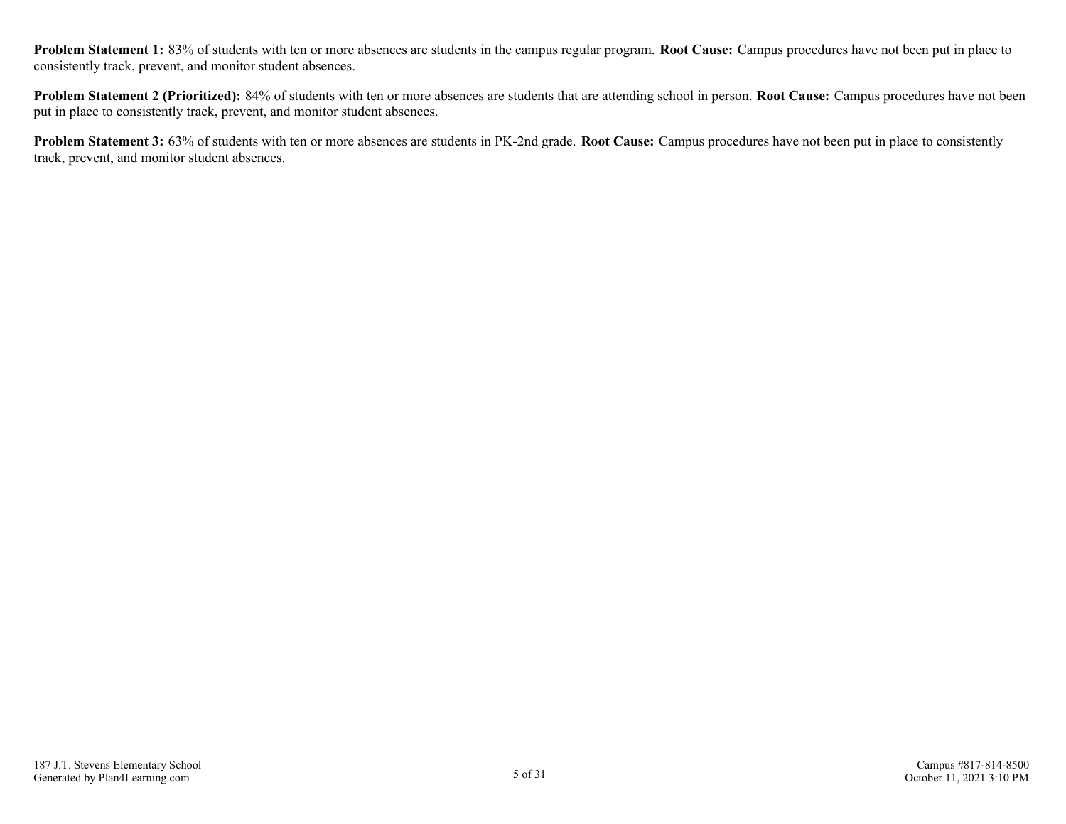**Problem Statement 1:** 83% of students with ten or more absences are students in the campus regular program. **Root Cause:** Campus procedures have not been put in place to consistently track, prevent, and monitor student absences.

**Problem Statement 2 (Prioritized):** 84% of students with ten or more absences are students that are attending school in person. **Root Cause:** Campus procedures have not been put in place to consistently track, prevent, and monitor student absences.

**Problem Statement 3:** 63% of students with ten or more absences are students in PK-2nd grade. **Root Cause:** Campus procedures have not been put in place to consistently track, prevent, and monitor student absences.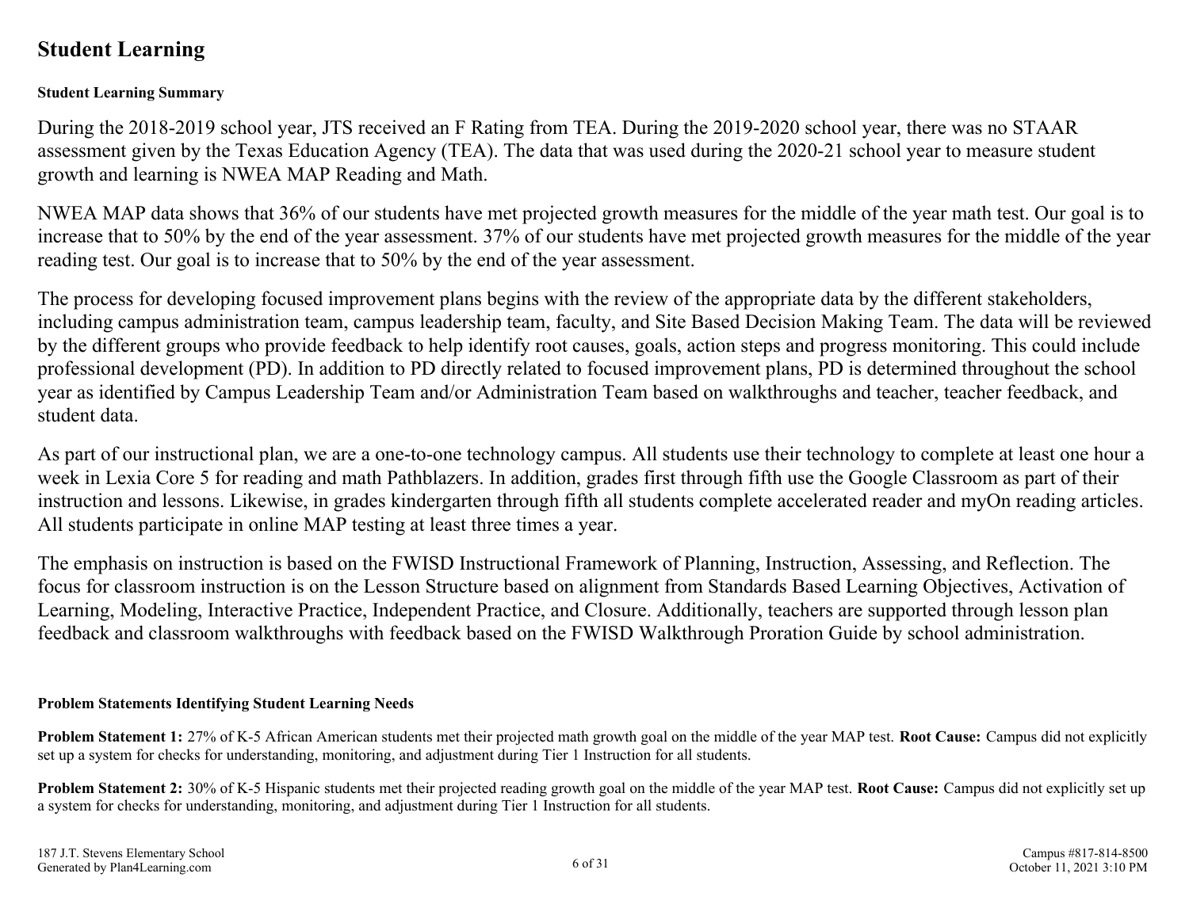## Student Learning

**Student Learning Summary**

During the 2018-2019 school year, JTS received an F Rating from TEA. During the 2019-2020 school year, there was no STAAR assessment given by the Texas Education Agency (TEA). The data that was used during the 2020-21 school year to measure student growth and learning is NWEA MAP Reading and Math.

NWEA MAP data shows that 36% of our students have met projected growth measures for the middle of the year math test. Our goal is to increase that to 50% by the end of the year assessment. 37% of our students have met projected growth measures for the middle of the year reading test. Our goal is to increase that to 50% by the end of the year assessment.

The process for developing focused improvement plans begins with the review of the appropriate data by the different stakeholders, including campus administration team, campus leadership team, faculty, and Site Based Decision Making Team. The data will be reviewed by the different groups who provide feedback to help identify root causes, goals, action steps and progress monitoring. This could include professional development (PD). In addition to PD directly related to focused improvement plans, PD is determined throughout the school year as identified by Campus Leadership Team and/or Administration Team based on walkthroughs and teacher, teacher feedback, and student data.

As part of our instructional plan, we are a one-to-one technology campus. All students use their technology to complete at least one hour a week in Lexia Core 5 for reading and math Pathblazers. In addition, grades first through fifth use the Google Classroom as part of their instruction and lessons. Likewise, in grades kindergarten through fifth all students complete accelerated reader and myOn reading articles. All students participate in online MAP testing at least three times a year.

The emphasis on instruction is based on the FWISD Instructional Framework of Planning, Instruction, Assessing, and Reflection. The focus for classroom instruction is on the Lesson Structure based on alignment from Standards Based Learning Objectives, Activation of Learning, Modeling, Interactive Practice, Independent Practice, and Closure. Additionally, teachers are supported through lesson plan feedback and classroom walkthroughs with feedback based on the FWISD Walkthrough Proration Guide by school administration.

**Problem Statements Identifying Student Learning Needs**

**Problem Statement 1:** 27% of K-5 African American students met their projected math growth goal on the middle of the year MAP test. **Root Cause:** Campus did not explicitly set up a system for checks for understanding, monitoring, and adjustment during Tier 1 Instruction for all students.

**Problem Statement 2:** 30% of K-5 Hispanic students met their projected reading growth goal on the middle of the year MAP test. **Root Cause:** Campus did not explicitly set up a system for checks for understanding, monitoring, and adjustment during Tier 1 Instruction for all students.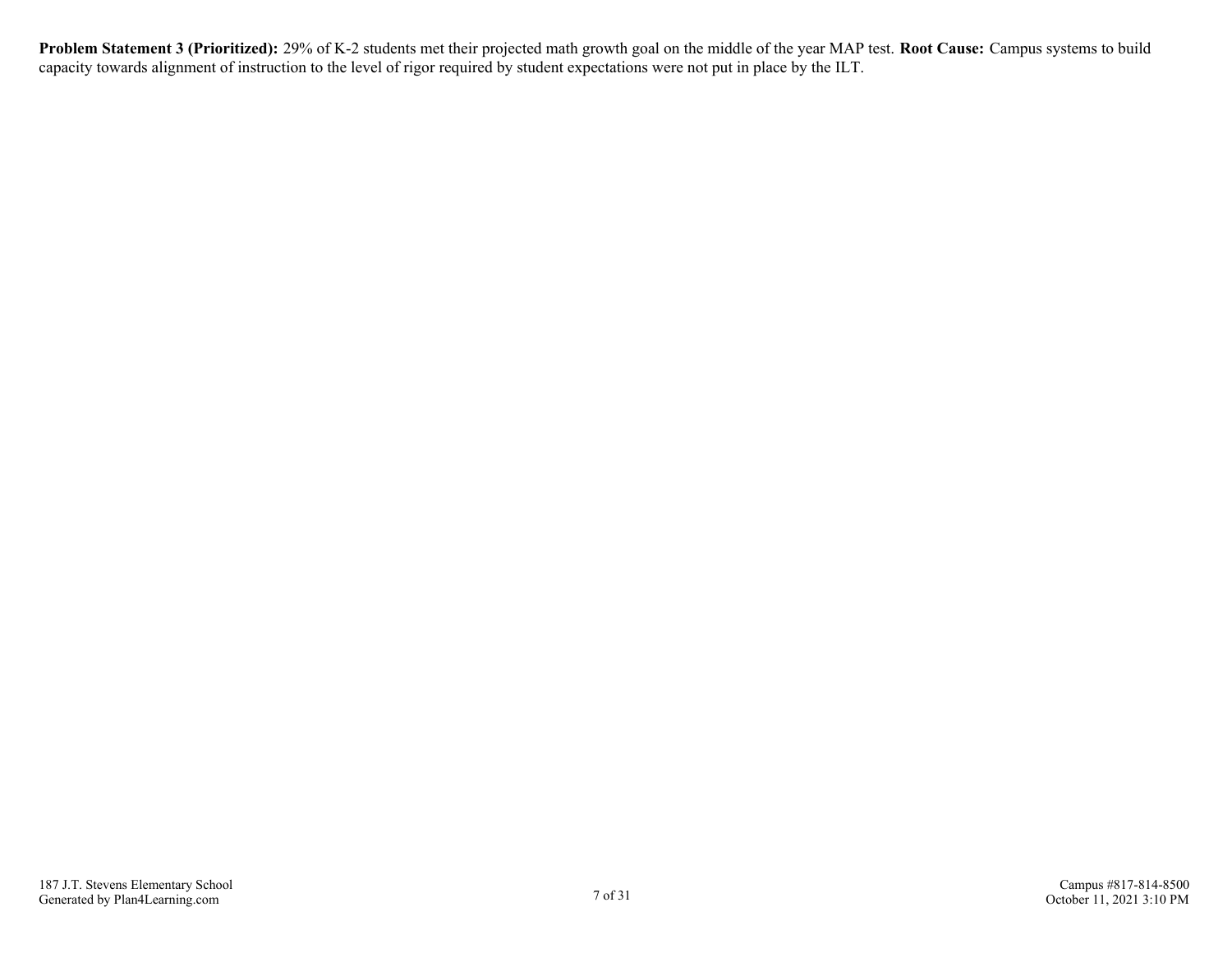**Problem Statement 3 (Prioritized):** 29% of K-2 students met their projected math growth goal on the middle of the year MAP test. **Root Cause:** Campus systems to build capacity towards alignment of instruction to the level of rigor required by student expectations were not put in place by the ILT.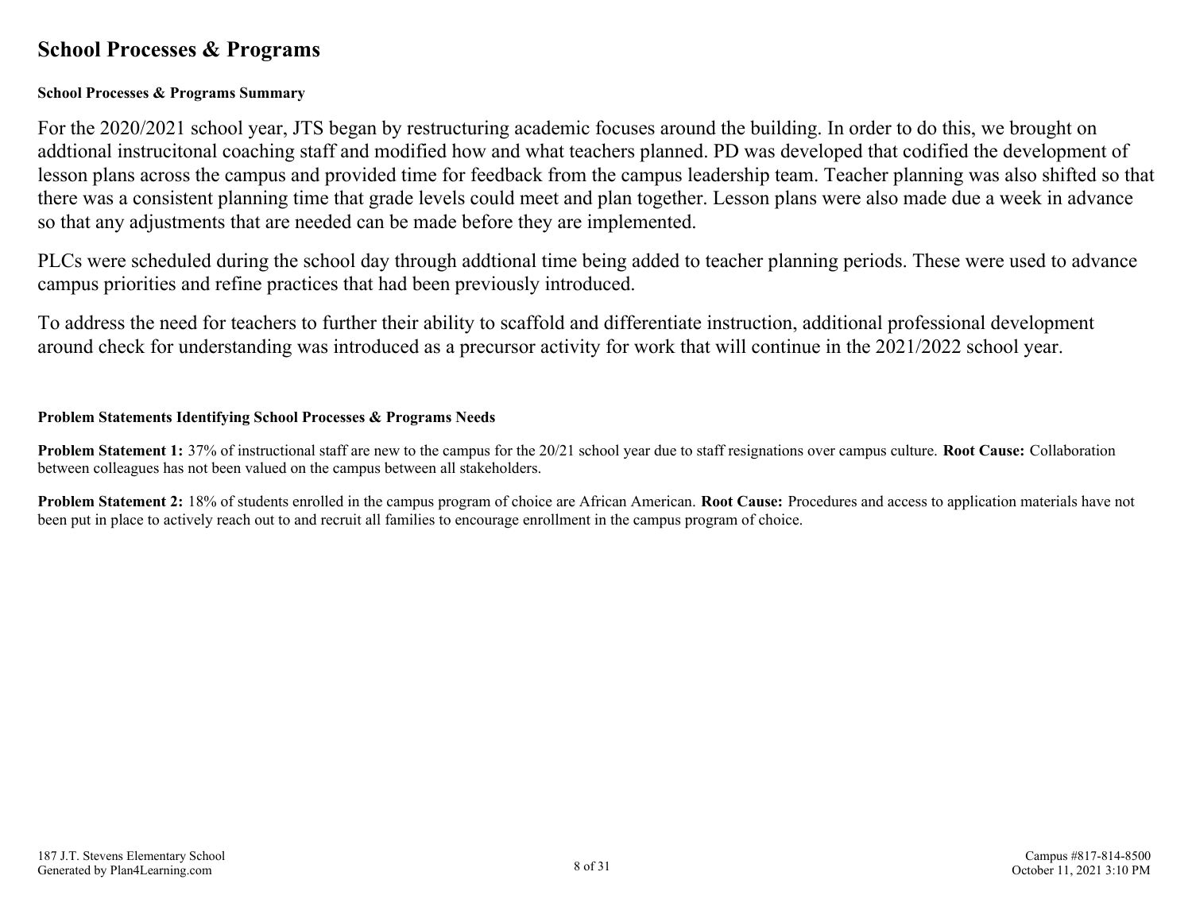# School Processes & Programs

**School Processes & Programs Summary**

For the 2020/2021 school year, JTS began by restructuring academic focuses around the building. In order to do this, we brought on addtional instrucitonal coaching staff and modified how and what teachers planned. PD was developed that codified the development of lesson plans across the campus and provided time for feedback from the campus leadership team. Teacher planning was also shifted so that there was a consistent planning time that grade levels could meet and plan together. Lesson plans were also made due a week in advance so that any adjustments that are needed can be made before they are implemented.

PLCs were scheduled during the school day through addtional time being added to teacher planning periods. These were used to advance campus priorities and refine practices that had been previously introduced.

To address the need for teachers to further their ability to scaffold and differentiate instruction, additional professional development around check for understanding was introduced as a precursor activity for work that will continue in the 2021/2022 school year.

**Problem Statements Identifying School Processes & Programs Needs**

**Problem Statement 1:** 37% of instructional staff are new to the campus for the 20/21 school year due to staff resignations over campus culture. **Root Cause:** Collaboration between colleagues has not been valued on the campus between all stakeholders.

**Problem Statement 2:** 18% of students enrolled in the campus program of choice are African American. **Root Cause:** Procedures and access to application materials have not been put in place to actively reach out to and recruit all families to encourage enrollment in the campus program of choice.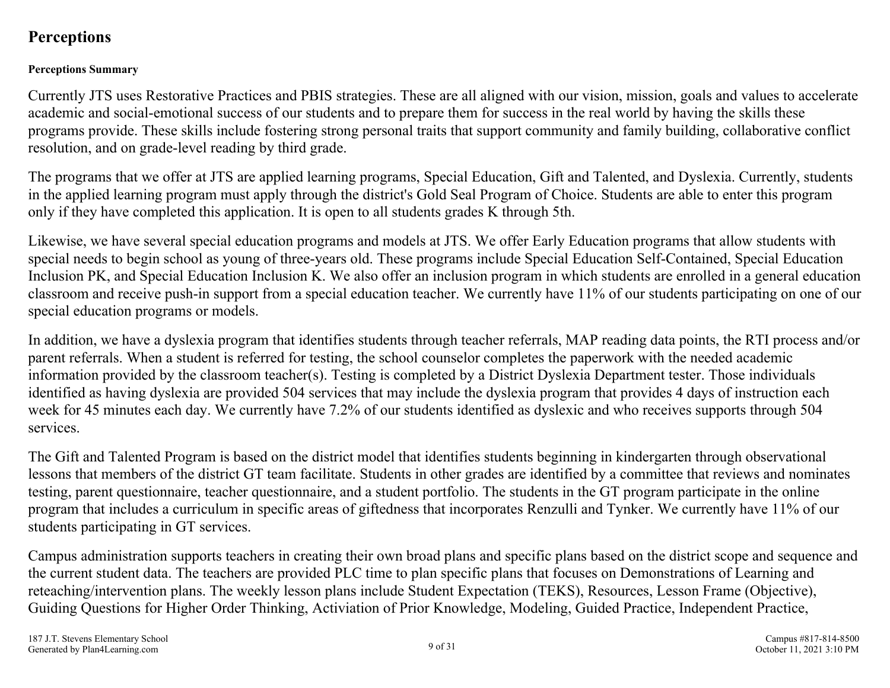## Perceptions

#### Perceptions Summary

Currently JTS uses Restorative Practices and PBIS strategies. These are all aligned with our vision, mission, goals and values to accelerate academic and social-emotional success of our students and to prepare them for success in the real world by having the skills these programs provide. These skills include fostering strong personal traits that support community and family building, collaborative conflict resolution, and on grade-level reading by third grade.

The programs that we offer at JTS are applied learning programs, Special Education, Gift and Talented, and Dyslexia. Currently, students in the applied learning program must apply through the district's Gold Seal Program of Choice. Students are able to enter this program only if they have completed this application. It is open to all students grades K through 5th.

Likewise, we have several special education programs and models at JTS. We offer Early Education programs that allow students with special needs to begin school as young of three-years old. These programs include Special Education Self-Contained, Special Education Inclusion PK, and Special Education Inclusion K. We also offer an inclusion program in which students are enrolled in a general education classroom and receive push-in support from a special education teacher. We currently have 11% of our students participating on one of our special education programs or models.

In addition, we have a dyslexia program that identifies students through teacher referrals, MAP reading data points, the RTI process and/or parent referrals. When a student is referred for testing, the school counselor completes the paperwork with the needed academic information provided by the classroom teacher(s). Testing is completed by a District Dyslexia Department tester. Those individuals identified as having dyslexia are provided 504 services that may include the dyslexia program that provides 4 days of instruction each week for 45 minutes each day. We currently have 7.2% of our students identified as dyslexic and who receives supports through 504 services.

The Gift and Talented Program is based on the district model that identifies students beginning in kindergarten through observational lessons that members of the district GT team facilitate. Students in other grades are identified by a committee that reviews and nominates testing, parent questionnaire, teacher questionnaire, and a student portfolio. The students in the GT program participate in the online program that includes a curriculum in specific areas of giftedness that incorporates Renzulli and Tynker. We currently have 11% of our students participating in GT services.

Campus administration supports teachers in creating their own broad plans and specific plans based on the district scope and sequence and the current student data. The teachers are provided PLC time to plan specific plans that focuses on Demonstrations of Learning and reteaching/intervention plans. The weekly lesson plans include Student Expectation (TEKS), Resources, Lesson Frame (Objective), Guiding Questions for Higher Order Thinking, Activiation of Prior Knowledge, Modeling, Guided Practice, Independent Practice,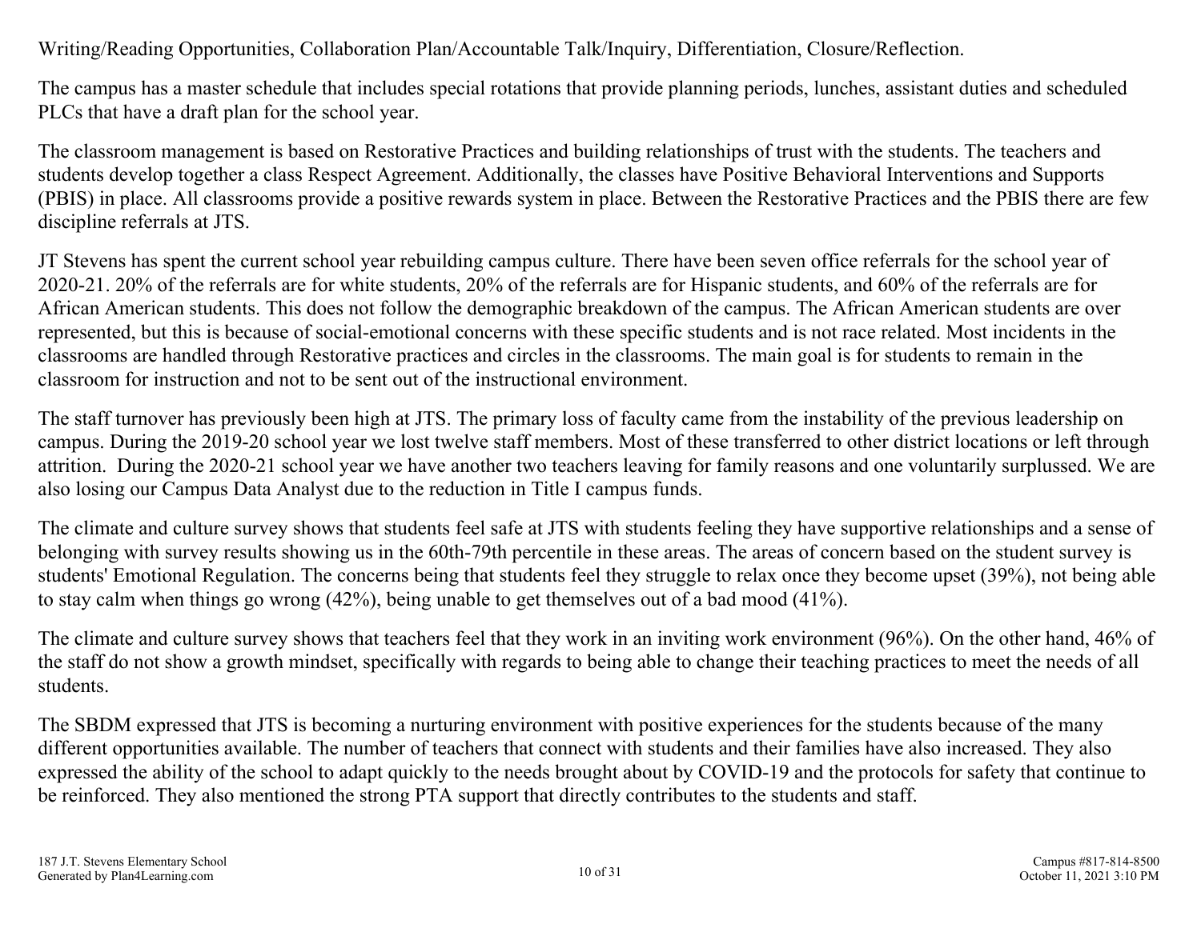Writing/Reading Opportunities, Collaboration Plan/Accountable Talk/Inquiry, Differentiation, Closure/Reflection.

The campus has a master schedule that includes special rotations that provide planning periods, lunches, assistant duties and scheduled PLCs that have a draft plan for the school year.

The classroom management is based on Restorative Practices and building relationships of trust with the students. The teachers and students develop together a class Respect Agreement. Additionally, the classes have Positive Behavioral Interventions and Supports (PBIS) in place. All classrooms provide a positive rewards system in place. Between the Restorative Practices and the PBIS there are few discipline referrals at JTS.

JT Stevens has spent the current school year rebuilding campus culture. There have been seven office referrals for the school year of 2020-21. 20% of the referrals are for white students, 20% of the referrals are for Hispanic students, and 60% of the referrals are for African American students. This does not follow the demographic breakdown of the campus. The African American students are over represented, but this is because of social-emotional concerns with these specific students and is not race related. Most incidents in the classrooms are handled through Restorative practices and circles in the classrooms. The main goal is for students to remain in the classroom for instruction and not to be sent out of the instructional environment.

The staff turnover has previously been high at JTS. The primary loss of faculty came from the instability of the previous leadership on campus. During the 2019-20 school year we lost twelve staff members. Most of these transferred to other district locations or left through attrition. During the 2020-21 school year we have another two teachers leaving for family reasons and one voluntarily surplussed. We are also losing our Campus Data Analyst due to the reduction in Title I campus funds.

The climate and culture survey shows that students feel safe at JTS with students feeling they have supportive relationships and a sense of belonging with survey results showing us in the 60th-79th percentile in these areas. The areas of concern based on the student survey is students' Emotional Regulation. The concerns being that students feel they struggle to relax once they become upset (39%), not being able to stay calm when things go wrong (42%), being unable to get themselves out of a bad mood (41%).

The climate and culture survey shows that teachers feel that they work in an inviting work environment (96%). On the other hand, 46% of the staff do not show a growth mindset, specifically with regards to being able to change their teaching practices to meet the needs of all students.

The SBDM expressed that JTS is becoming a nurturing environment with positive experiences for the students because of the many different opportunities available. The number of teachers that connect with students and their families have also increased. They also expressed the ability of the school to adapt quickly to the needs brought about by COVID-19 and the protocols for safety that continue to be reinforced. They also mentioned the strong PTA support that directly contributes to the students and staff.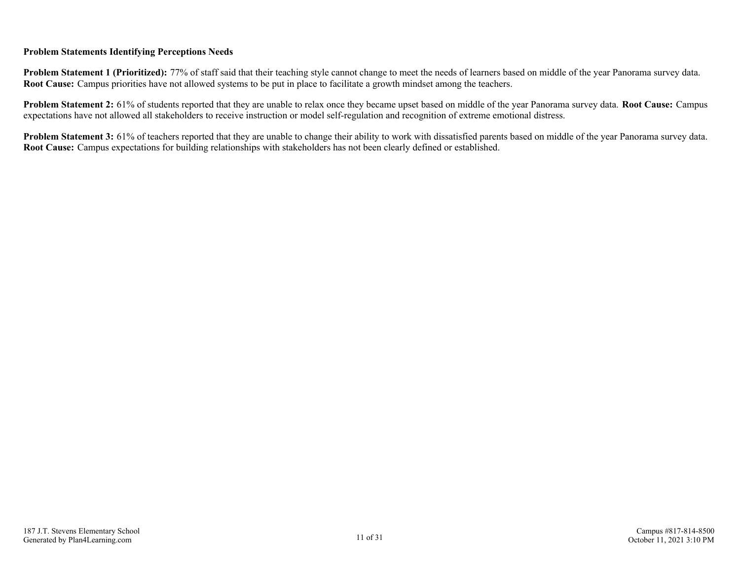**Problem Statements Identifying Perceptions Needs**

**Problem Statement 1 (Prioritized):** 77% of staff said that their teaching style cannot change to meet the needs of learners based on middle of the year Panorama survey data. **Root Cause:** Campus priorities have not allowed systems to be put in place to facilitate a growth mindset among the teachers.

**Problem Statement 2:** 61% of students reported that they are unable to relax once they became upset based on middle of the year Panorama survey data. **Root Cause:** Campus expectations have not allowed all stakeholders to receive instruction or model self-regulation and recognition of extreme emotional distress.

**Problem Statement 3:** 61% of teachers reported that they are unable to change their ability to work with dissatisfied parents based on middle of the year Panorama survey data. **Root Cause:** Campus expectations for building relationships with stakeholders has not been clearly defined or established.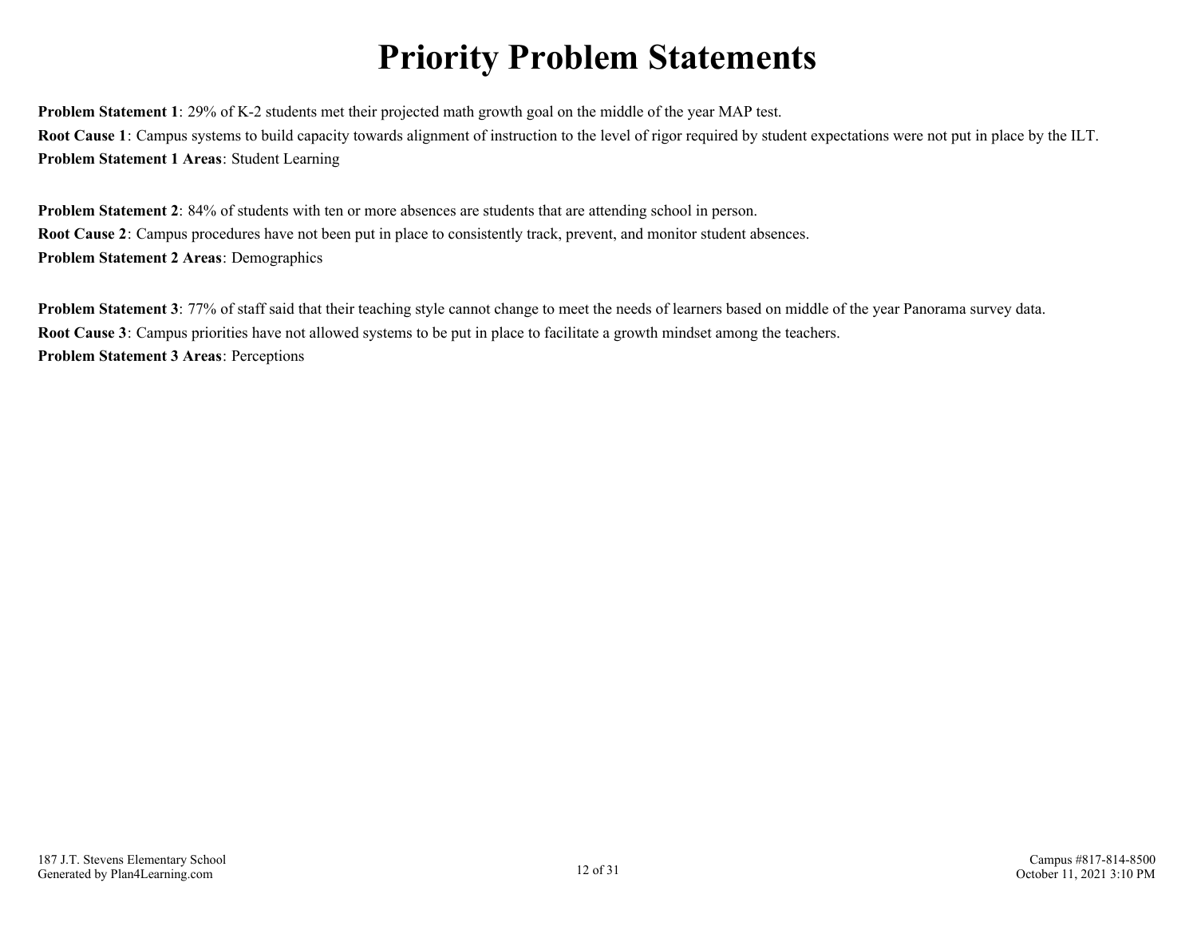# Priority Problem Statements

**Problem Statement 1**: 29% of K-2 students met their projected math growth goal on the middle of the year MAP test.

**Root Cause 1**: Campus systems to build capacity towards alignment of instruction to the level of rigor required by student expectations were not put in place by the ILT.

**Problem Statement 1 Areas**: Student Learning

**Problem Statement 2**: 84% of students with ten or more absences are students that are attending school in person.

**Root Cause 2**: Campus procedures have not been put in place to consistently track, prevent, and monitor student absences.

**Problem Statement 2 Areas**: Demographics

**Problem Statement 3**: 77% of staff said that their teaching style cannot change to meet the needs of learners based on middle of the year Panorama survey data.

**Root Cause 3**: Campus priorities have not allowed systems to be put in place to facilitate a growth mindset among the teachers.

**Problem Statement 3 Areas**: Perceptions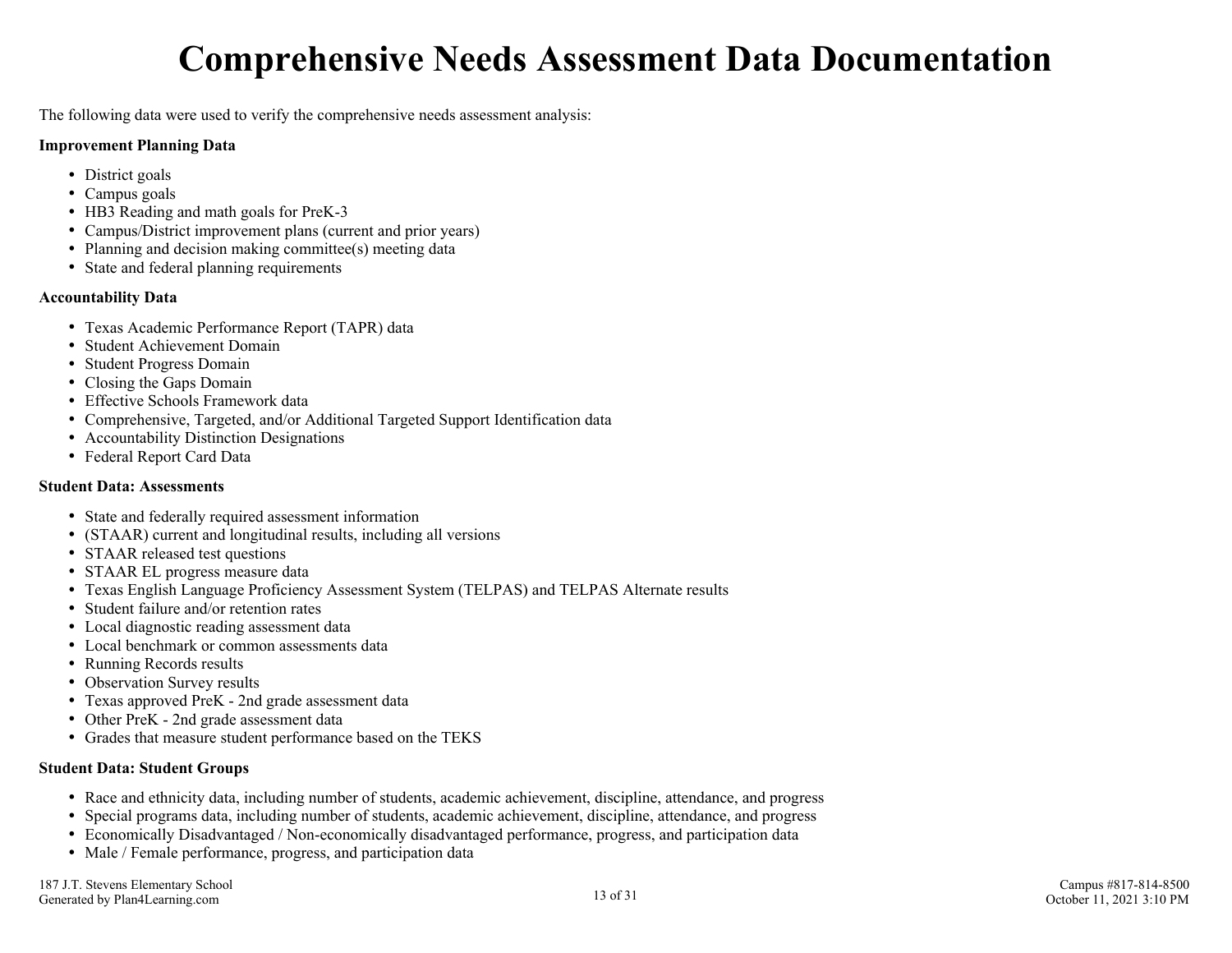# Comprehensive Needs Assessment Data Documentation

The following data were used to verify the comprehensive needs assessment analysis:

**Improvement Planning Data**

- District goals
- Campus goals
- HB3 Reading and math goals for PreK-3
- Campus/District improvement plans (current and prior years)
- Planning and decision making committee(s) meeting data
- State and federal planning requirements

**Accountability Data**

- Texas Academic Performance Report (TAPR) data
- Student Achievement Domain
- Student Progress Domain
- Closing the Gaps Domain
- Effective Schools Framework data
- Comprehensive, Targeted, and/or Additional Targeted Support Identification data
- Accountability Distinction Designations
- Federal Report Card Data

**Student Data: Assessments**

- State and federally required assessment information
- (STAAR) current and longitudinal results, including all versions
- STAAR released test questions
- STAAR EL progress measure data
- Texas English Language Proficiency Assessment System (TELPAS) and TELPAS Alternate results
- Student failure and/or retention rates
- Local diagnostic reading assessment data
- Local benchmark or common assessments data
- Running Records results
- Observation Survey results
- Texas approved PreK - 2nd grade assessment data
- Other PreK - 2nd grade assessment data
- Grades that measure student performance based on the TEKS

**Student Data: Student Groups**

- Race and ethnicity data, including number of students, academic achievement, discipline, attendance, and progress
- Special programs data, including number of students, academic achievement, discipline, attendance, and progress
- Economically Disadvantaged / Non-economically disadvantaged performance, progress, and participation data
- Male / Female performance, progress, and participation data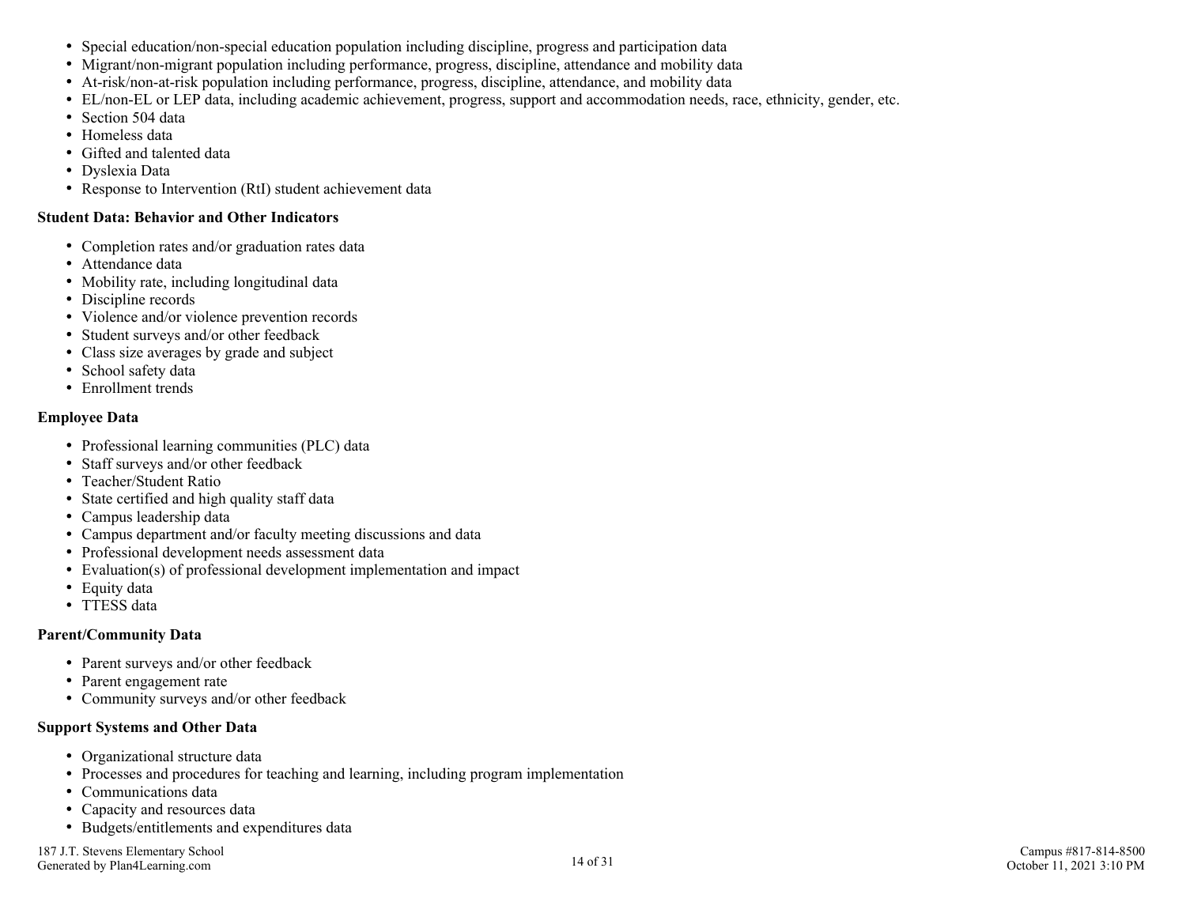- Special education/non-special education population including discipline, progress and participation data
- Migrant/non-migrant population including performance, progress, discipline, attendance and mobility data
- At-risk/non-at-risk population including performance, progress, discipline, attendance, and mobility data
- EL/non-EL or LEP data, including academic achievement, progress, support and accommodation needs, race, ethnicity, gender, etc.
- Section 504 data
- Homeless data
- Gifted and talented data
- Dyslexia Data
- Response to Intervention (RtI) student achievement data

**Student Data: Behavior and Other Indicators**

- Completion rates and/or graduation rates data
- Attendance data
- Mobility rate, including longitudinal data
- Discipline records
- Violence and/or violence prevention records
- Student surveys and/or other feedback
- Class size averages by grade and subject
- School safety data
- Enrollment trends

**Employee Data**

- Professional learning communities (PLC) data
- Staff surveys and/or other feedback
- Teacher/Student Ratio
- State certified and high quality staff data
- Campus leadership data
- Campus department and/or faculty meeting discussions and data
- Professional development needs assessment data
- Evaluation(s) of professional development implementation and impact
- Equity data
- TTESS data

**Parent/Community Data**

- Parent surveys and/or other feedback
- Parent engagement rate
- Community surveys and/or other feedback

**Support Systems and Other Data**

- Organizational structure data
- Processes and procedures for teaching and learning, including program implementation
- Communications data
- Capacity and resources data
- Budgets/entitlements and expenditures data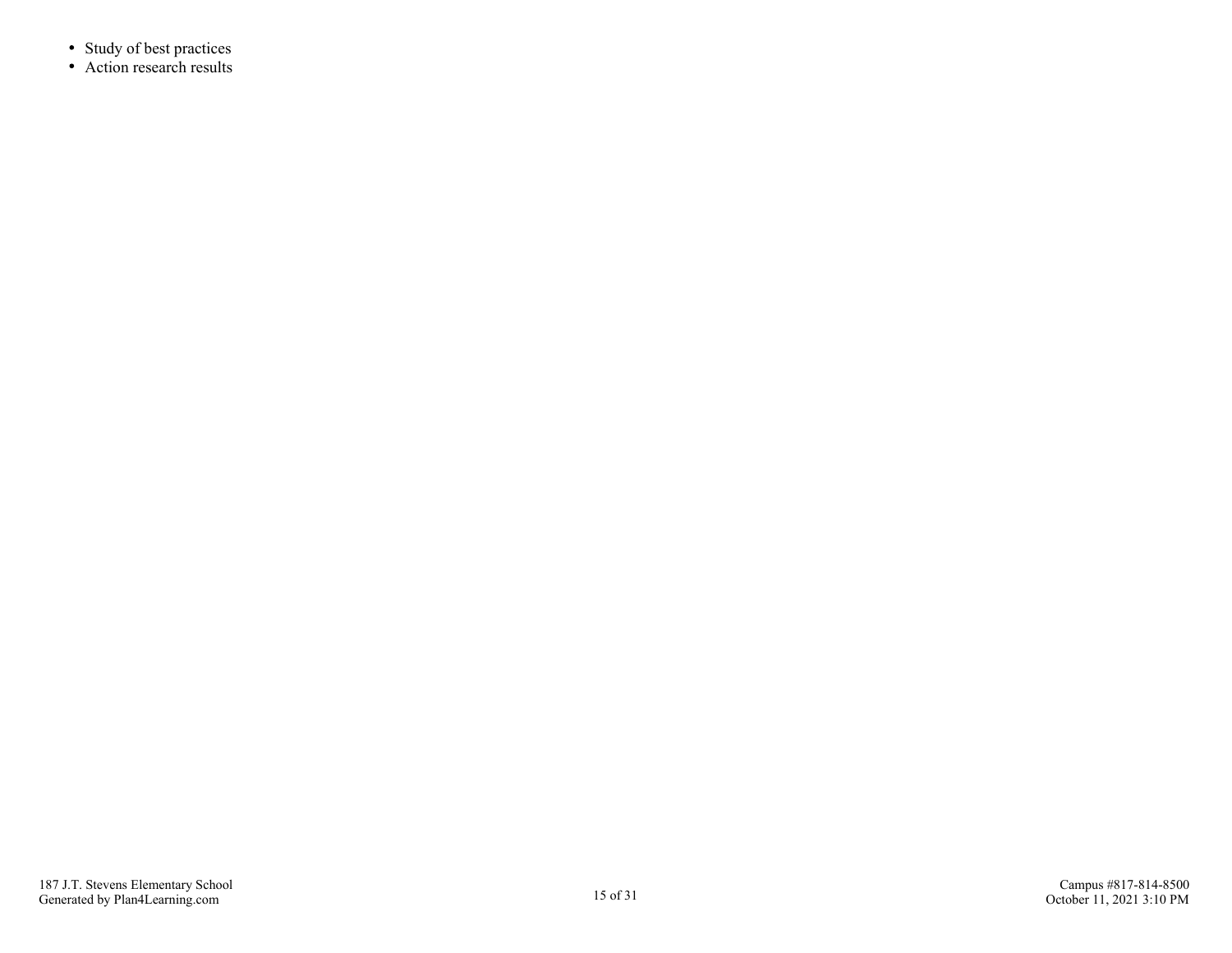- Study of best practices
- Action research results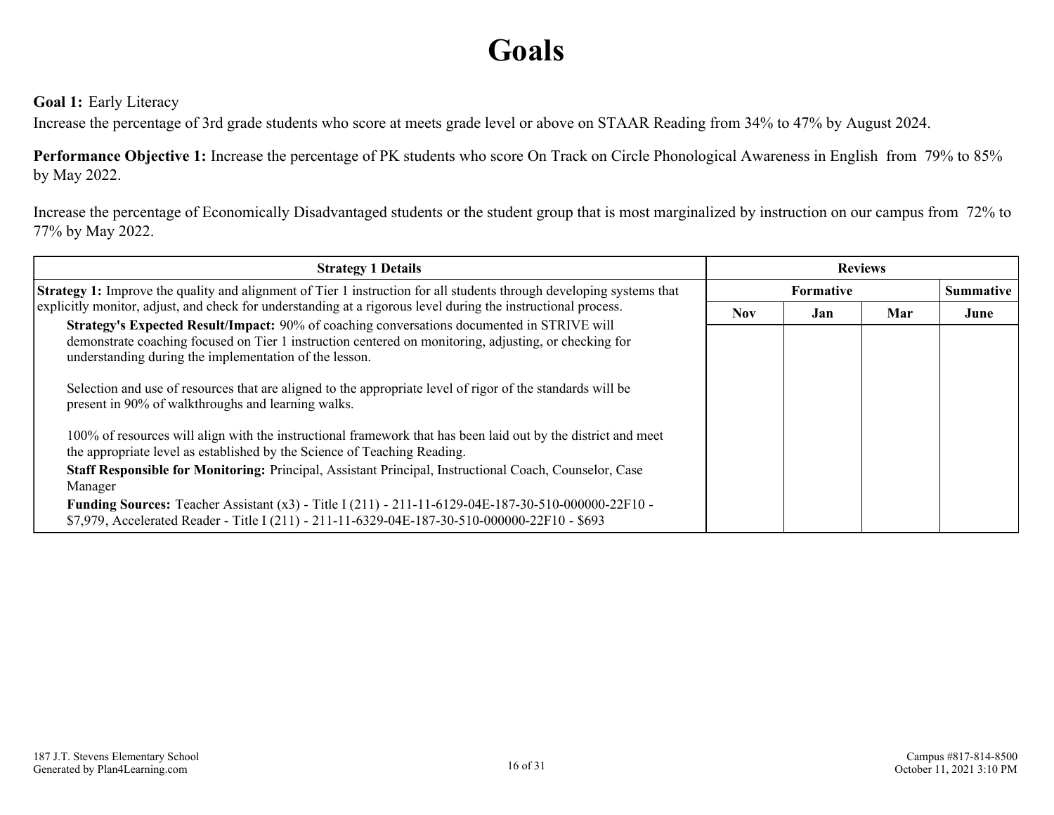# Goals

**Goal 1:** Early Literacy

Increase the percentage of 3rd grade students who score at meets grade level or above on STAAR Reading from 34% to 47% by August 2024.

**Performance Objective 1:** Increase the percentage of PK students who score On Track on Circle Phonological Awareness in English from 79% to 85% by May 2022.

Increase the percentage of Economically Disadvantaged students or the student group that is most marginalized by instruction on our campus from 72% to 77% by May 2022.

| Strategy 1 Details | Reviews | | | |
|---|---|---|---|---|
| | Formative | | | Summative |
| | Nov | Jan | Mar | June |
| **Strategy 1:** Improve the quality and alignment of Tier 1 instruction for all students through developing systems that explicitly monitor, adjust, and check for understanding at a rigorous level during the instructional process.<br>**Strategy's Expected Result/Impact:** 90% of coaching conversations documented in STRIVE will demonstrate coaching focused on Tier 1 instruction centered on monitoring, adjusting, or checking for understanding during the implementation of the lesson.<br><br>Selection and use of resources that are aligned to the appropriate level of rigor of the standards will be present in 90% of walkthroughs and learning walks.<br><br>100% of resources will align with the instructional framework that has been laid out by the district and meet the appropriate level as established by the Science of Teaching Reading.<br>**Staff Responsible for Monitoring:** Principal, Assistant Principal, Instructional Coach, Counselor, Case Manager<br>**Funding Sources:** Teacher Assistant (x3) - Title I (211) - 211-11-6129-04E-187-30-510-000000-22F10 - $7,979, Accelerated Reader - Title I (211) - 211-11-6329-04E-187-30-510-000000-22F10 - $693 | | | | |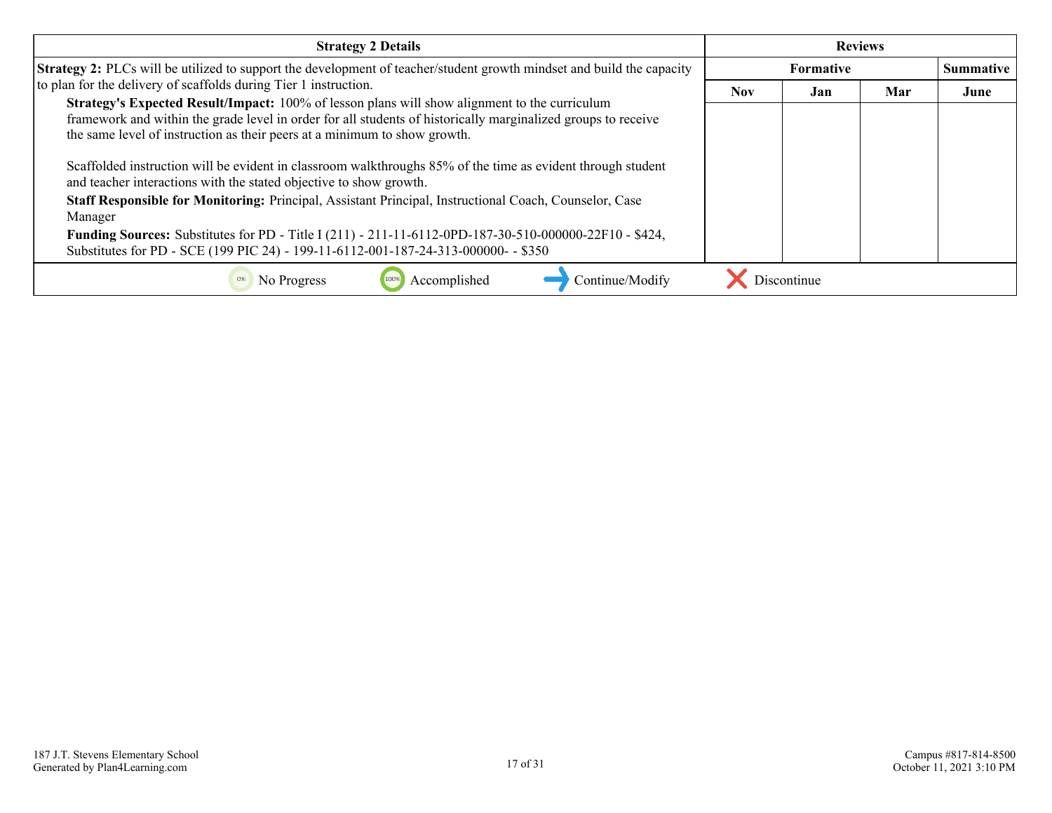| Strategy 2 Details | Reviews | | | |
|---|---|---|---|---|
| | Formative | | | Summative |
| | Nov | Jan | Mar | June |
| **Strategy 2:** PLCs will be utilized to support the development of teacher/student growth mindset and build the capacity to plan for the delivery of scaffolds during Tier 1 instruction.<br>**Strategy's Expected Result/Impact:** 100% of lesson plans will show alignment to the curriculum framework and within the grade level in order for all students of historically marginalized groups to receive the same level of instruction as their peers at a minimum to show growth.<br><br>Scaffolded instruction will be evident in classroom walkthroughs 85% of the time as evident through student and teacher interactions with the stated objective to show growth.<br>**Staff Responsible for Monitoring:** Principal, Assistant Principal, Instructional Coach, Counselor, Case Manager<br>**Funding Sources:** Substitutes for PD - Title I (211) - 211-11-6112-0PD-187-30-510-000000-22F10 - $424, Substitutes for PD - SCE (199 PIC 24) - 199-11-6112-001-187-24-313-000000- - $350 | | | | |

0% No Progress　　100% Accomplished　　→ Continue/Modify　　✕ Discontinue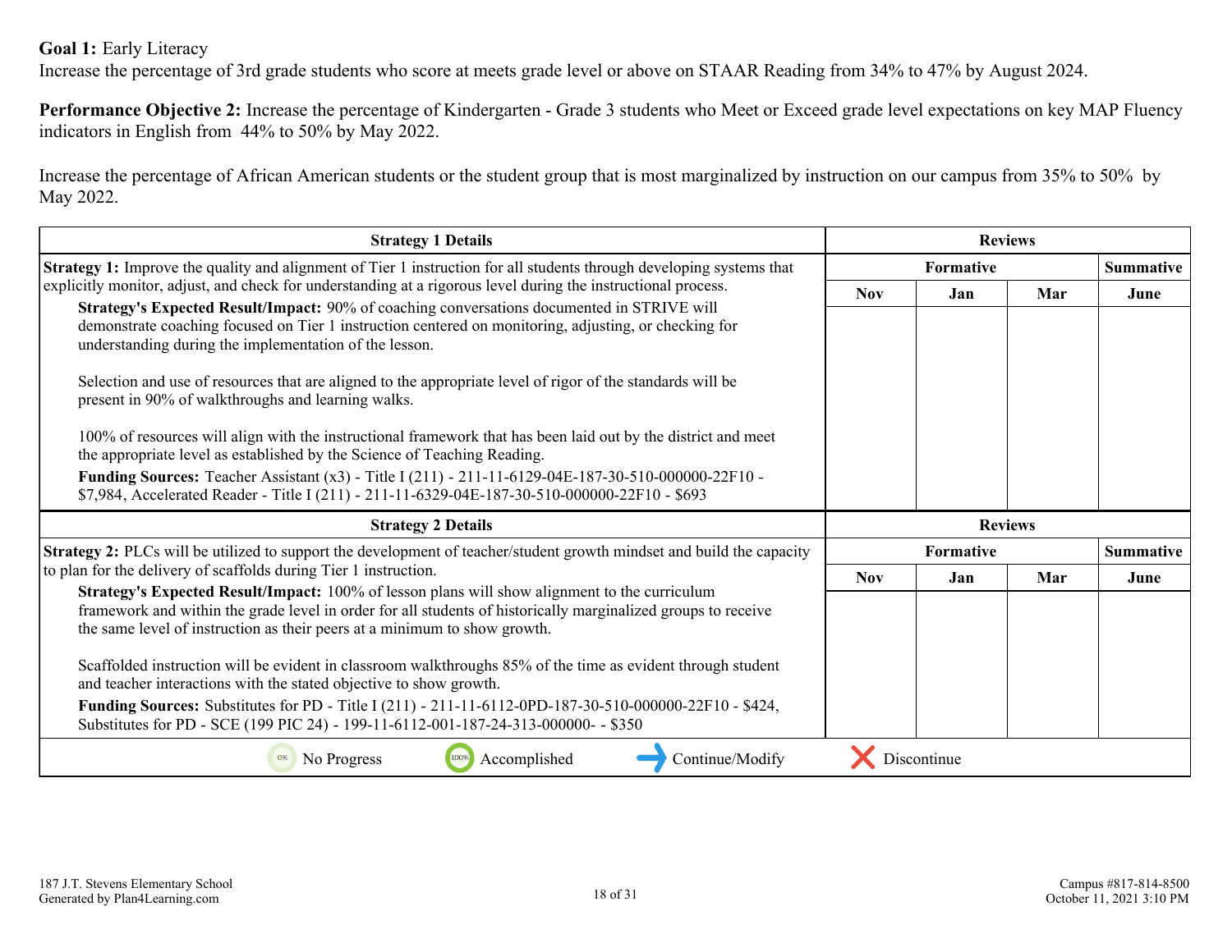**Goal 1:** Early Literacy
Increase the percentage of 3rd grade students who score at meets grade level or above on STAAR Reading from 34% to 47% by August 2024.

**Performance Objective 2:** Increase the percentage of Kindergarten - Grade 3 students who Meet or Exceed grade level expectations on key MAP Fluency indicators in English from 44% to 50% by May 2022.

Increase the percentage of African American students or the student group that is most marginalized by instruction on our campus from 35% to 50% by May 2022.

| Strategy 1 Details | Reviews | | | |
|---|---|---|---|---|
| | Formative | | | Summative |
| | Nov | Jan | Mar | June |
| **Strategy 1:** Improve the quality and alignment of Tier 1 instruction for all students through developing systems that explicitly monitor, adjust, and check for understanding at a rigorous level during the instructional process.<br>**Strategy's Expected Result/Impact:** 90% of coaching conversations documented in STRIVE will demonstrate coaching focused on Tier 1 instruction centered on monitoring, adjusting, or checking for understanding during the implementation of the lesson.<br><br>Selection and use of resources that are aligned to the appropriate level of rigor of the standards will be present in 90% of walkthroughs and learning walks.<br><br>100% of resources will align with the instructional framework that has been laid out by the district and meet the appropriate level as established by the Science of Teaching Reading.<br>**Funding Sources:** Teacher Assistant (x3) - Title I (211) - 211-11-6129-04E-187-30-510-000000-22F10 - $7,984, Accelerated Reader - Title I (211) - 211-11-6329-04E-187-30-510-000000-22F10 - $693 | | | | |

| Strategy 2 Details | Reviews | | | |
|---|---|---|---|---|
| | Formative | | | Summative |
| | Nov | Jan | Mar | June |
| **Strategy 2:** PLCs will be utilized to support the development of teacher/student growth mindset and build the capacity to plan for the delivery of scaffolds during Tier 1 instruction.<br>**Strategy's Expected Result/Impact:** 100% of lesson plans will show alignment to the curriculum framework and within the grade level in order for all students of historically marginalized groups to receive the same level of instruction as their peers at a minimum to show growth.<br><br>Scaffolded instruction will be evident in classroom walkthroughs 85% of the time as evident through student and teacher interactions with the stated objective to show growth.<br>**Funding Sources:** Substitutes for PD - Title I (211) - 211-11-6112-0PD-187-30-510-000000-22F10 - $424, Substitutes for PD - SCE (199 PIC 24) - 199-11-6112-001-187-24-313-000000- - $350 | | | | |

0% No Progress | 100% Accomplished | Continue/Modify | Discontinue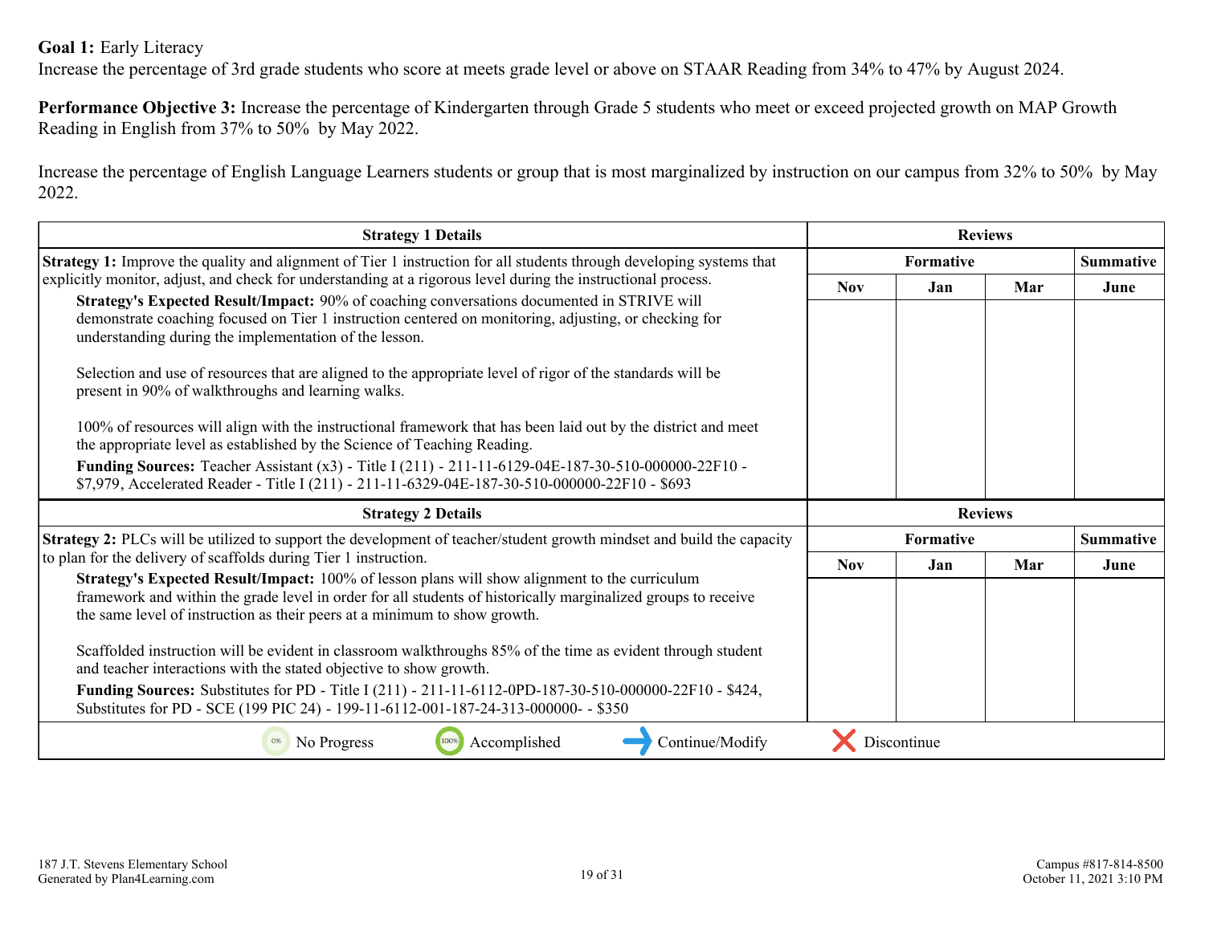**Goal 1:** Early Literacy
Increase the percentage of 3rd grade students who score at meets grade level or above on STAAR Reading from 34% to 47% by August 2024.

**Performance Objective 3:** Increase the percentage of Kindergarten through Grade 5 students who meet or exceed projected growth on MAP Growth Reading in English from 37% to 50% by May 2022.

Increase the percentage of English Language Learners students or group that is most marginalized by instruction on our campus from 32% to 50% by May 2022.

| Strategy 1 Details | Reviews | | | |
|---|---|---|---|---|
| | Formative | | | Summative |
| | Nov | Jan | Mar | June |
| **Strategy 1:** Improve the quality and alignment of Tier 1 instruction for all students through developing systems that explicitly monitor, adjust, and check for understanding at a rigorous level during the instructional process.<br>**Strategy's Expected Result/Impact:** 90% of coaching conversations documented in STRIVE will demonstrate coaching focused on Tier 1 instruction centered on monitoring, adjusting, or checking for understanding during the implementation of the lesson.<br><br>Selection and use of resources that are aligned to the appropriate level of rigor of the standards will be present in 90% of walkthroughs and learning walks.<br><br>100% of resources will align with the instructional framework that has been laid out by the district and meet the appropriate level as established by the Science of Teaching Reading.<br>**Funding Sources:** Teacher Assistant (x3) - Title I (211) - 211-11-6129-04E-187-30-510-000000-22F10 - $7,979, Accelerated Reader - Title I (211) - 211-11-6329-04E-187-30-510-000000-22F10 - $693 | | | | |

| Strategy 2 Details | Reviews | | | |
|---|---|---|---|---|
| | Formative | | | Summative |
| | Nov | Jan | Mar | June |
| **Strategy 2:** PLCs will be utilized to support the development of teacher/student growth mindset and build the capacity to plan for the delivery of scaffolds during Tier 1 instruction.<br>**Strategy's Expected Result/Impact:** 100% of lesson plans will show alignment to the curriculum framework and within the grade level in order for all students of historically marginalized groups to receive the same level of instruction as their peers at a minimum to show growth.<br><br>Scaffolded instruction will be evident in classroom walkthroughs 85% of the time as evident through student and teacher interactions with the stated objective to show growth.<br>**Funding Sources:** Substitutes for PD - Title I (211) - 211-11-6112-0PD-187-30-510-000000-22F10 - $424, Substitutes for PD - SCE (199 PIC 24) - 199-11-6112-001-187-24-313-000000- - $350 | | | | |

0% No Progress | 100% Accomplished | Continue/Modify | Discontinue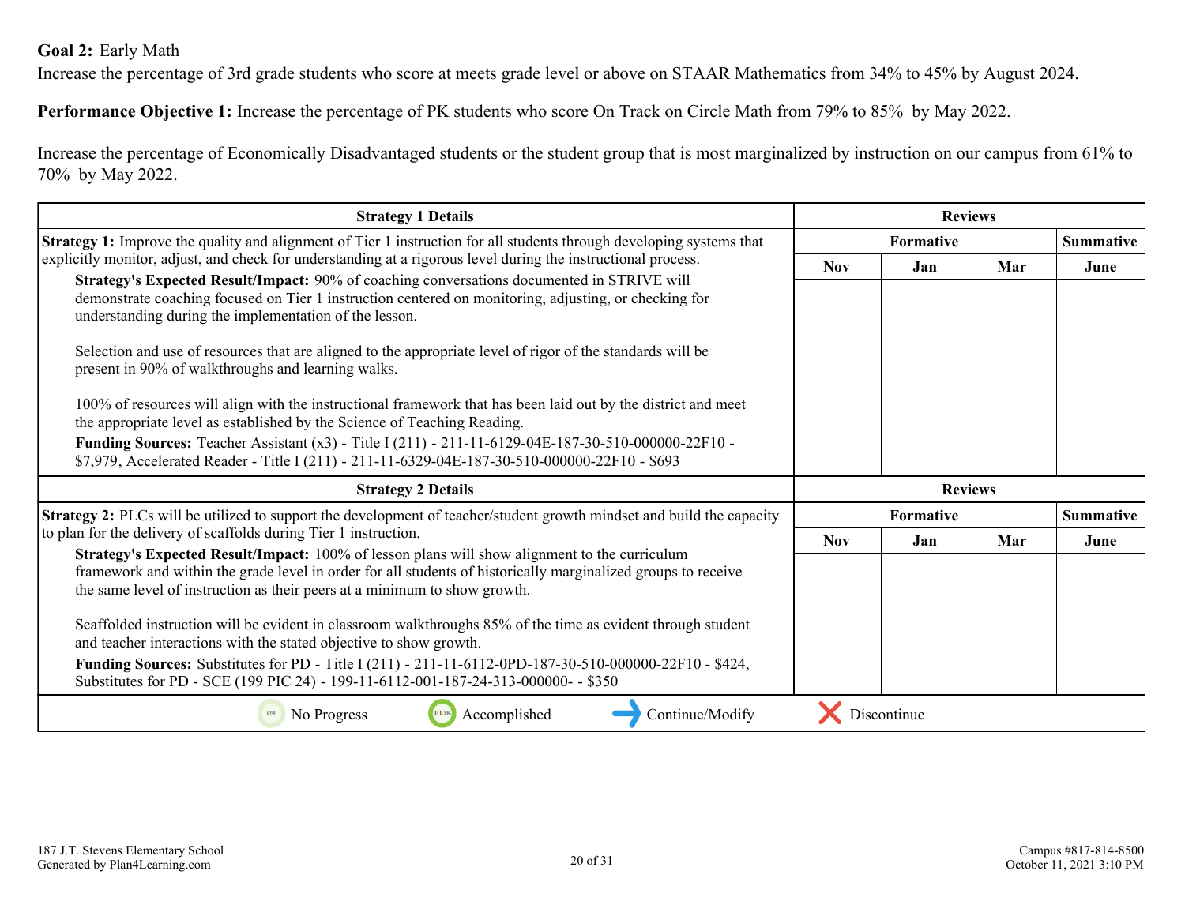**Goal 2:** Early Math
Increase the percentage of 3rd grade students who score at meets grade level or above on STAAR Mathematics from 34% to 45% by August 2024.

**Performance Objective 1:** Increase the percentage of PK students who score On Track on Circle Math from 79% to 85% by May 2022.

Increase the percentage of Economically Disadvantaged students or the student group that is most marginalized by instruction on our campus from 61% to 70% by May 2022.

| Strategy 1 Details | Reviews | | | |
|---|---|---|---|---|
| | Formative | | | Summative |
| **Strategy 1:** Improve the quality and alignment of Tier 1 instruction for all students through developing systems that explicitly monitor, adjust, and check for understanding at a rigorous level during the instructional process.<br>**Strategy's Expected Result/Impact:** 90% of coaching conversations documented in STRIVE will demonstrate coaching focused on Tier 1 instruction centered on monitoring, adjusting, or checking for understanding during the implementation of the lesson.<br><br>Selection and use of resources that are aligned to the appropriate level of rigor of the standards will be present in 90% of walkthroughs and learning walks.<br><br>100% of resources will align with the instructional framework that has been laid out by the district and meet the appropriate level as established by the Science of Teaching Reading.<br>**Funding Sources:** Teacher Assistant (x3) - Title I (211) - 211-11-6129-04E-187-30-510-000000-22F10 - $7,979, Accelerated Reader - Title I (211) - 211-11-6329-04E-187-30-510-000000-22F10 - $693 | Nov | Jan | Mar | June |

| Strategy 2 Details | Reviews | | | |
|---|---|---|---|---|
| | Formative | | | Summative |
| **Strategy 2:** PLCs will be utilized to support the development of teacher/student growth mindset and build the capacity to plan for the delivery of scaffolds during Tier 1 instruction.<br>**Strategy's Expected Result/Impact:** 100% of lesson plans will show alignment to the curriculum framework and within the grade level in order for all students of historically marginalized groups to receive the same level of instruction as their peers at a minimum to show growth.<br><br>Scaffolded instruction will be evident in classroom walkthroughs 85% of the time as evident through student and teacher interactions with the stated objective to show growth.<br>**Funding Sources:** Substitutes for PD - Title I (211) - 211-11-6112-0PD-187-30-510-000000-22F10 - $424, Substitutes for PD - SCE (199 PIC 24) - 199-11-6112-001-187-24-313-000000- - $350 | Nov | Jan | Mar | June |

0% No Progress | 100% Accomplished | Continue/Modify | Discontinue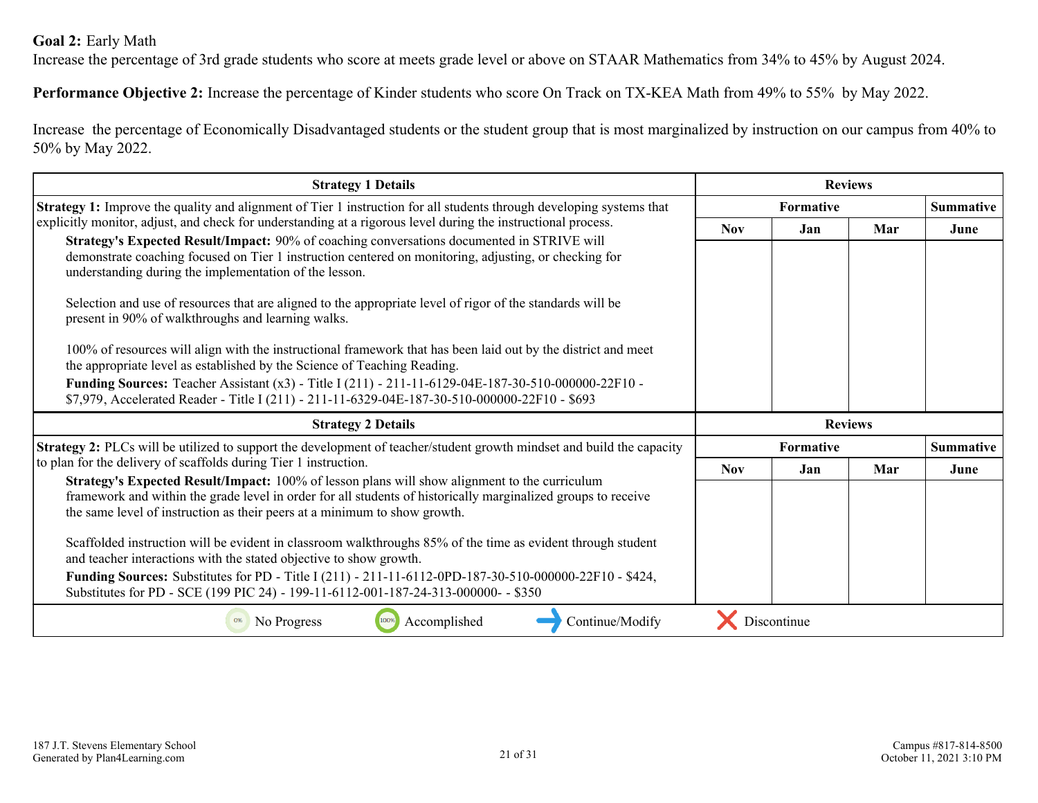**Goal 2:** Early Math
Increase the percentage of 3rd grade students who score at meets grade level or above on STAAR Mathematics from 34% to 45% by August 2024.

**Performance Objective 2:** Increase the percentage of Kinder students who score On Track on TX-KEA Math from 49% to 55% by May 2022.

Increase the percentage of Economically Disadvantaged students or the student group that is most marginalized by instruction on our campus from 40% to 50% by May 2022.

| Strategy 1 Details | Reviews | | | |
|---|---|---|---|---|
| | Formative | | | Summative |
| | Nov | Jan | Mar | June |
| **Strategy 1:** Improve the quality and alignment of Tier 1 instruction for all students through developing systems that explicitly monitor, adjust, and check for understanding at a rigorous level during the instructional process.<br>**Strategy's Expected Result/Impact:** 90% of coaching conversations documented in STRIVE will demonstrate coaching focused on Tier 1 instruction centered on monitoring, adjusting, or checking for understanding during the implementation of the lesson.<br><br>Selection and use of resources that are aligned to the appropriate level of rigor of the standards will be present in 90% of walkthroughs and learning walks.<br><br>100% of resources will align with the instructional framework that has been laid out by the district and meet the appropriate level as established by the Science of Teaching Reading.<br>**Funding Sources:** Teacher Assistant (x3) - Title I (211) - 211-11-6129-04E-187-30-510-000000-22F10 - $7,979, Accelerated Reader - Title I (211) - 211-11-6329-04E-187-30-510-000000-22F10 - $693 | | | | |

| Strategy 2 Details | Reviews | | | |
|---|---|---|---|---|
| | Formative | | | Summative |
| | Nov | Jan | Mar | June |
| **Strategy 2:** PLCs will be utilized to support the development of teacher/student growth mindset and build the capacity to plan for the delivery of scaffolds during Tier 1 instruction.<br>**Strategy's Expected Result/Impact:** 100% of lesson plans will show alignment to the curriculum framework and within the grade level in order for all students of historically marginalized groups to receive the same level of instruction as their peers at a minimum to show growth.<br><br>Scaffolded instruction will be evident in classroom walkthroughs 85% of the time as evident through student and teacher interactions with the stated objective to show growth.<br>**Funding Sources:** Substitutes for PD - Title I (211) - 211-11-6112-0PD-187-30-510-000000-22F10 - $424, Substitutes for PD - SCE (199 PIC 24) - 199-11-6112-001-187-24-313-000000- - $350 | | | | |

0% No Progress | 100% Accomplished | Continue/Modify | Discontinue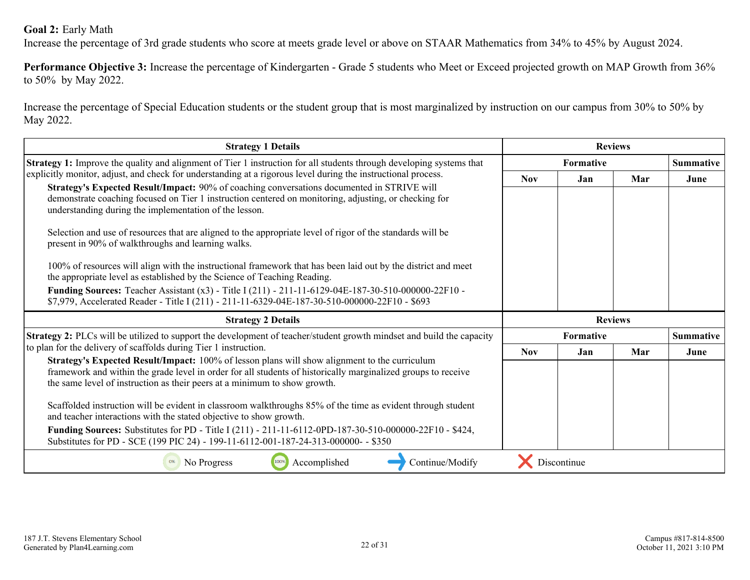**Goal 2:** Early Math
Increase the percentage of 3rd grade students who score at meets grade level or above on STAAR Mathematics from 34% to 45% by August 2024.

**Performance Objective 3:** Increase the percentage of Kindergarten - Grade 5 students who Meet or Exceed projected growth on MAP Growth from 36% to 50% by May 2022.

Increase the percentage of Special Education students or the student group that is most marginalized by instruction on our campus from 30% to 50% by May 2022.

| Strategy 1 Details | Reviews | | | |
|---|---|---|---|---|
| | Formative | | | Summative |
| | Nov | Jan | Mar | June |
| **Strategy 1:** Improve the quality and alignment of Tier 1 instruction for all students through developing systems that explicitly monitor, adjust, and check for understanding at a rigorous level during the instructional process.<br>**Strategy's Expected Result/Impact:** 90% of coaching conversations documented in STRIVE will demonstrate coaching focused on Tier 1 instruction centered on monitoring, adjusting, or checking for understanding during the implementation of the lesson.<br><br>Selection and use of resources that are aligned to the appropriate level of rigor of the standards will be present in 90% of walkthroughs and learning walks.<br><br>100% of resources will align with the instructional framework that has been laid out by the district and meet the appropriate level as established by the Science of Teaching Reading.<br>**Funding Sources:** Teacher Assistant (x3) - Title I (211) - 211-11-6129-04E-187-30-510-000000-22F10 - $7,979, Accelerated Reader - Title I (211) - 211-11-6329-04E-187-30-510-000000-22F10 - $693 | | | | |

| Strategy 2 Details | Reviews | | | |
|---|---|---|---|---|
| | Formative | | | Summative |
| | Nov | Jan | Mar | June |
| **Strategy 2:** PLCs will be utilized to support the development of teacher/student growth mindset and build the capacity to plan for the delivery of scaffolds during Tier 1 instruction.<br>**Strategy's Expected Result/Impact:** 100% of lesson plans will show alignment to the curriculum framework and within the grade level in order for all students of historically marginalized groups to receive the same level of instruction as their peers at a minimum to show growth.<br><br>Scaffolded instruction will be evident in classroom walkthroughs 85% of the time as evident through student and teacher interactions with the stated objective to show growth.<br>**Funding Sources:** Substitutes for PD - Title I (211) - 211-11-6112-0PD-187-30-510-000000-22F10 - $424, Substitutes for PD - SCE (199 PIC 24) - 199-11-6112-001-187-24-313-000000- - $350 | | | | |

0% No Progress | 100% Accomplished | Continue/Modify | Discontinue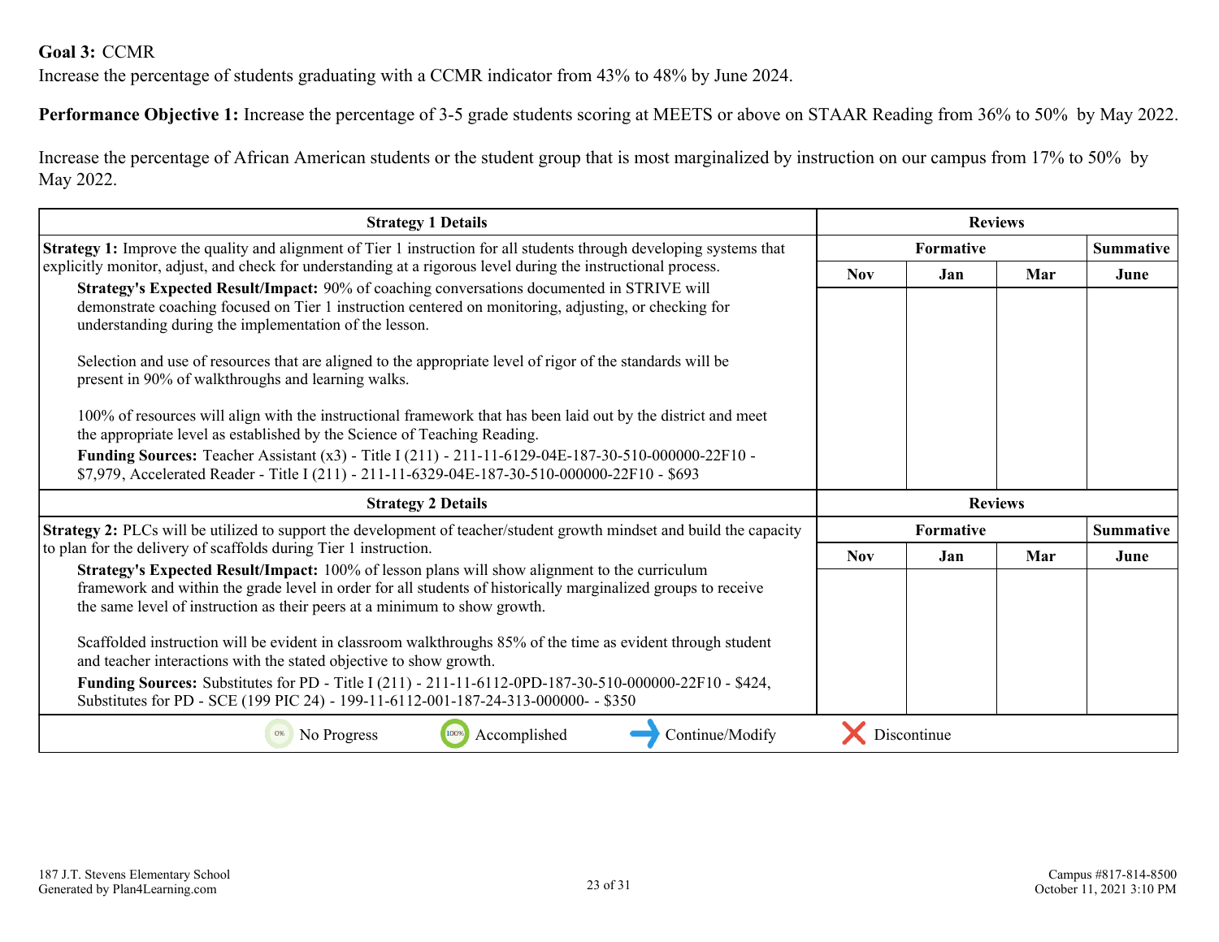**Goal 3:** CCMR

Increase the percentage of students graduating with a CCMR indicator from 43% to 48% by June 2024.

**Performance Objective 1:** Increase the percentage of 3-5 grade students scoring at MEETS or above on STAAR Reading from 36% to 50% by May 2022.

Increase the percentage of African American students or the student group that is most marginalized by instruction on our campus from 17% to 50% by May 2022.

| Strategy 1 Details | Reviews | | | |
|---|---|---|---|---|
| | Formative | | | Summative |
| | Nov | Jan | Mar | June |
| **Strategy 1:** Improve the quality and alignment of Tier 1 instruction for all students through developing systems that explicitly monitor, adjust, and check for understanding at a rigorous level during the instructional process.<br>**Strategy's Expected Result/Impact:** 90% of coaching conversations documented in STRIVE will demonstrate coaching focused on Tier 1 instruction centered on monitoring, adjusting, or checking for understanding during the implementation of the lesson.<br><br>Selection and use of resources that are aligned to the appropriate level of rigor of the standards will be present in 90% of walkthroughs and learning walks.<br><br>100% of resources will align with the instructional framework that has been laid out by the district and meet the appropriate level as established by the Science of Teaching Reading.<br>**Funding Sources:** Teacher Assistant (x3) - Title I (211) - 211-11-6129-04E-187-30-510-000000-22F10 - $7,979, Accelerated Reader - Title I (211) - 211-11-6329-04E-187-30-510-000000-22F10 - $693 | | | | |

| Strategy 2 Details | Reviews | | | |
|---|---|---|---|---|
| | Formative | | | Summative |
| | Nov | Jan | Mar | June |
| **Strategy 2:** PLCs will be utilized to support the development of teacher/student growth mindset and build the capacity to plan for the delivery of scaffolds during Tier 1 instruction.<br>**Strategy's Expected Result/Impact:** 100% of lesson plans will show alignment to the curriculum framework and within the grade level in order for all students of historically marginalized groups to receive the same level of instruction as their peers at a minimum to show growth.<br><br>Scaffolded instruction will be evident in classroom walkthroughs 85% of the time as evident through student and teacher interactions with the stated objective to show growth.<br>**Funding Sources:** Substitutes for PD - Title I (211) - 211-11-6112-0PD-187-30-510-000000-22F10 - $424, Substitutes for PD - SCE (199 PIC 24) - 199-11-6112-001-187-24-313-000000- - $350 | | | | |

No Progress | Accomplished | Continue/Modify | Discontinue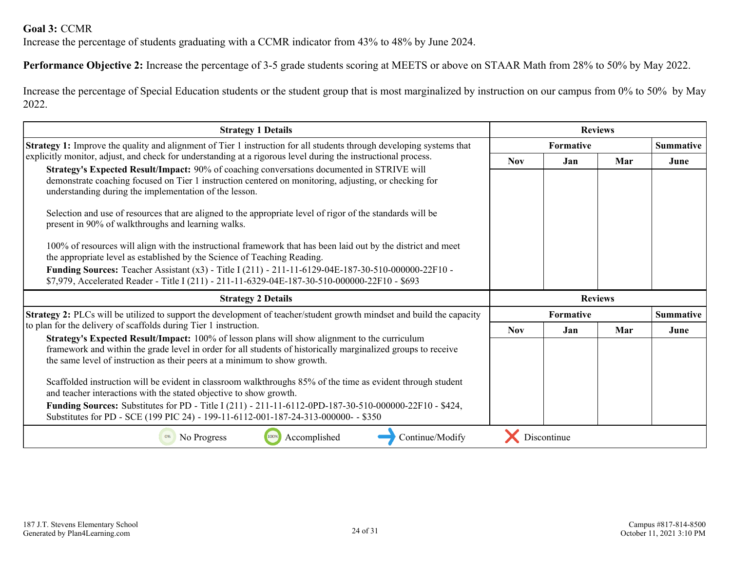**Goal 3:** CCMR

Increase the percentage of students graduating with a CCMR indicator from 43% to 48% by June 2024.

**Performance Objective 2:** Increase the percentage of 3-5 grade students scoring at MEETS or above on STAAR Math from 28% to 50% by May 2022.

Increase the percentage of Special Education students or the student group that is most marginalized by instruction on our campus from 0% to 50% by May 2022.

| Strategy 1 Details | Reviews | | | |
|---|---|---|---|---|
| | Formative | | | Summative |
| | Nov | Jan | Mar | June |
| **Strategy 1:** Improve the quality and alignment of Tier 1 instruction for all students through developing systems that explicitly monitor, adjust, and check for understanding at a rigorous level during the instructional process.<br>**Strategy's Expected Result/Impact:** 90% of coaching conversations documented in STRIVE will demonstrate coaching focused on Tier 1 instruction centered on monitoring, adjusting, or checking for understanding during the implementation of the lesson.<br><br>Selection and use of resources that are aligned to the appropriate level of rigor of the standards will be present in 90% of walkthroughs and learning walks.<br><br>100% of resources will align with the instructional framework that has been laid out by the district and meet the appropriate level as established by the Science of Teaching Reading.<br>**Funding Sources:** Teacher Assistant (x3) - Title I (211) - 211-11-6129-04E-187-30-510-000000-22F10 - $7,979, Accelerated Reader - Title I (211) - 211-11-6329-04E-187-30-510-000000-22F10 - $693 | | | | |

| Strategy 2 Details | Reviews | | | |
|---|---|---|---|---|
| | Formative | | | Summative |
| | Nov | Jan | Mar | June |
| **Strategy 2:** PLCs will be utilized to support the development of teacher/student growth mindset and build the capacity to plan for the delivery of scaffolds during Tier 1 instruction.<br>**Strategy's Expected Result/Impact:** 100% of lesson plans will show alignment to the curriculum framework and within the grade level in order for all students of historically marginalized groups to receive the same level of instruction as their peers at a minimum to show growth.<br><br>Scaffolded instruction will be evident in classroom walkthroughs 85% of the time as evident through student and teacher interactions with the stated objective to show growth.<br>**Funding Sources:** Substitutes for PD - Title I (211) - 211-11-6112-0PD-187-30-510-000000-22F10 - $424, Substitutes for PD - SCE (199 PIC 24) - 199-11-6112-001-187-24-313-000000- - $350 | | | | |

0% No Progress &nbsp;&nbsp; 100% Accomplished &nbsp;&nbsp; Continue/Modify &nbsp;&nbsp; Discontinue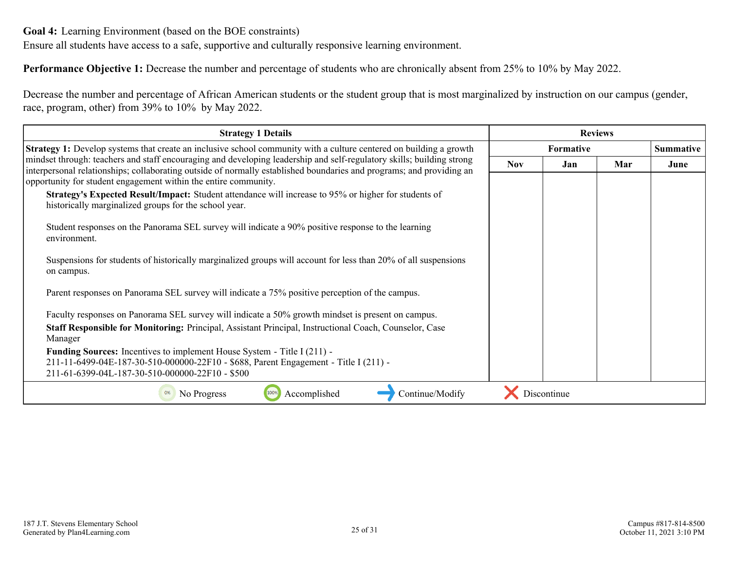**Goal 4:** Learning Environment (based on the BOE constraints)
Ensure all students have access to a safe, supportive and culturally responsive learning environment.

**Performance Objective 1:** Decrease the number and percentage of students who are chronically absent from 25% to 10% by May 2022.

Decrease the number and percentage of African American students or the student group that is most marginalized by instruction on our campus (gender, race, program, other) from 39% to 10% by May 2022.

| Strategy 1 Details | Reviews | | | |
|---|---|---|---|---|
| | Formative | | | Summative |
| | Nov | Jan | Mar | June |
| **Strategy 1:** Develop systems that create an inclusive school community with a culture centered on building a growth mindset through: teachers and staff encouraging and developing leadership and self-regulatory skills; building strong interpersonal relationships; collaborating outside of normally established boundaries and programs; and providing an opportunity for student engagement within the entire community.<br>**Strategy's Expected Result/Impact:** Student attendance will increase to 95% or higher for students of historically marginalized groups for the school year.<br><br>Student responses on the Panorama SEL survey will indicate a 90% positive response to the learning environment.<br><br>Suspensions for students of historically marginalized groups will account for less than 20% of all suspensions on campus.<br><br>Parent responses on Panorama SEL survey will indicate a 75% positive perception of the campus.<br><br>Faculty responses on Panorama SEL survey will indicate a 50% growth mindset is present on campus.<br>**Staff Responsible for Monitoring:** Principal, Assistant Principal, Instructional Coach, Counselor, Case Manager<br>**Funding Sources:** Incentives to implement House System - Title I (211) - 211-11-6499-04E-187-30-510-000000-22F10 - $688, Parent Engagement - Title I (211) - 211-61-6399-04L-187-30-510-000000-22F10 - $500 | | | | |

No Progress | Accomplished | Continue/Modify | Discontinue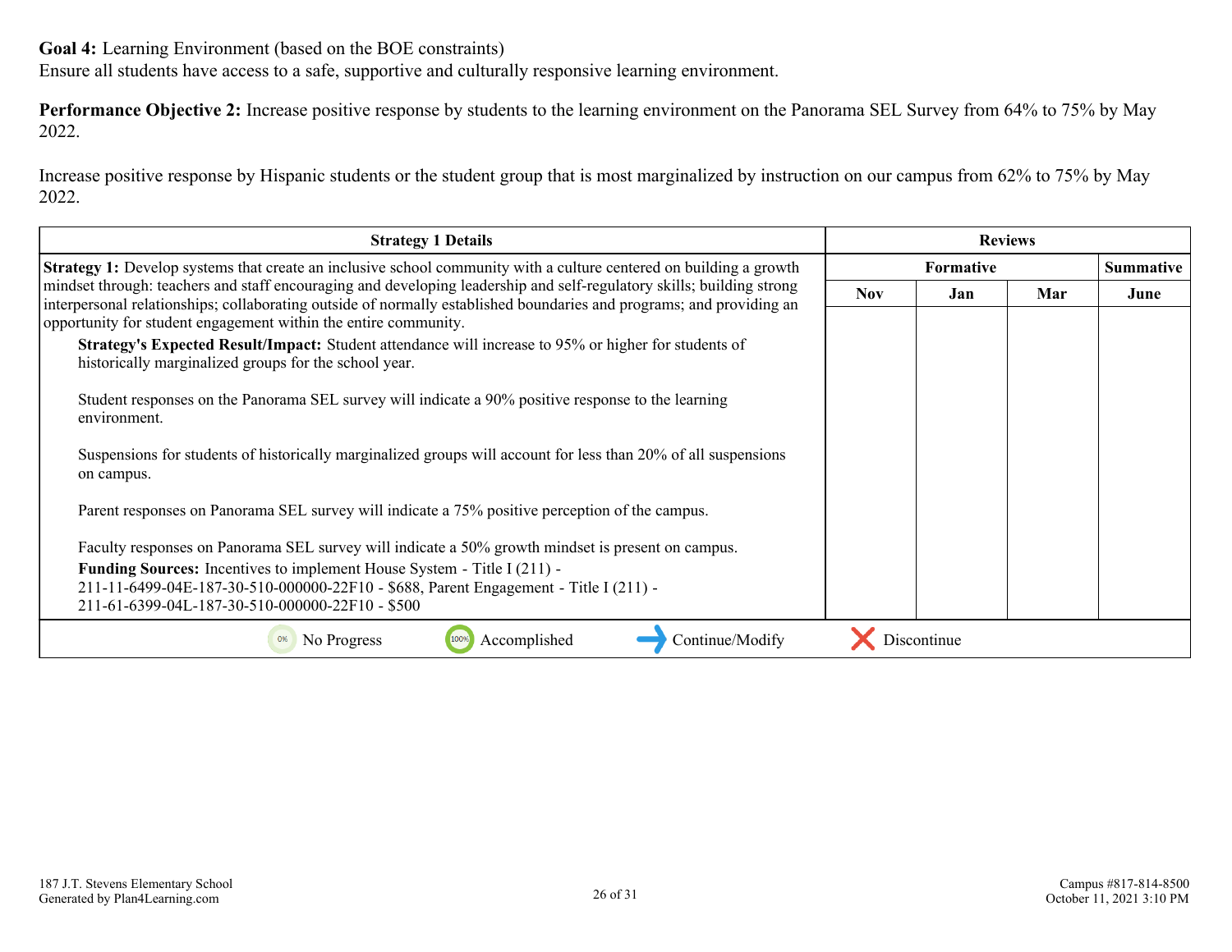**Goal 4:** Learning Environment (based on the BOE constraints)
Ensure all students have access to a safe, supportive and culturally responsive learning environment.

**Performance Objective 2:** Increase positive response by students to the learning environment on the Panorama SEL Survey from 64% to 75% by May 2022.

Increase positive response by Hispanic students or the student group that is most marginalized by instruction on our campus from 62% to 75% by May 2022.

| Strategy 1 Details | Reviews | | | |
|---|---|---|---|---|
| | Formative | | | Summative |
| | Nov | Jan | Mar | June |
| **Strategy 1:** Develop systems that create an inclusive school community with a culture centered on building a growth mindset through: teachers and staff encouraging and developing leadership and self-regulatory skills; building strong interpersonal relationships; collaborating outside of normally established boundaries and programs; and providing an opportunity for student engagement within the entire community.<br>**Strategy's Expected Result/Impact:** Student attendance will increase to 95% or higher for students of historically marginalized groups for the school year.<br><br>Student responses on the Panorama SEL survey will indicate a 90% positive response to the learning environment.<br><br>Suspensions for students of historically marginalized groups will account for less than 20% of all suspensions on campus.<br><br>Parent responses on Panorama SEL survey will indicate a 75% positive perception of the campus.<br><br>Faculty responses on Panorama SEL survey will indicate a 50% growth mindset is present on campus.<br>**Funding Sources:** Incentives to implement House System - Title I (211) - 211-11-6499-04E-187-30-510-000000-22F10 - $688, Parent Engagement - Title I (211) - 211-61-6399-04L-187-30-510-000000-22F10 - $500 | | | | |

0% No Progress | 100% Accomplished | Continue/Modify | Discontinue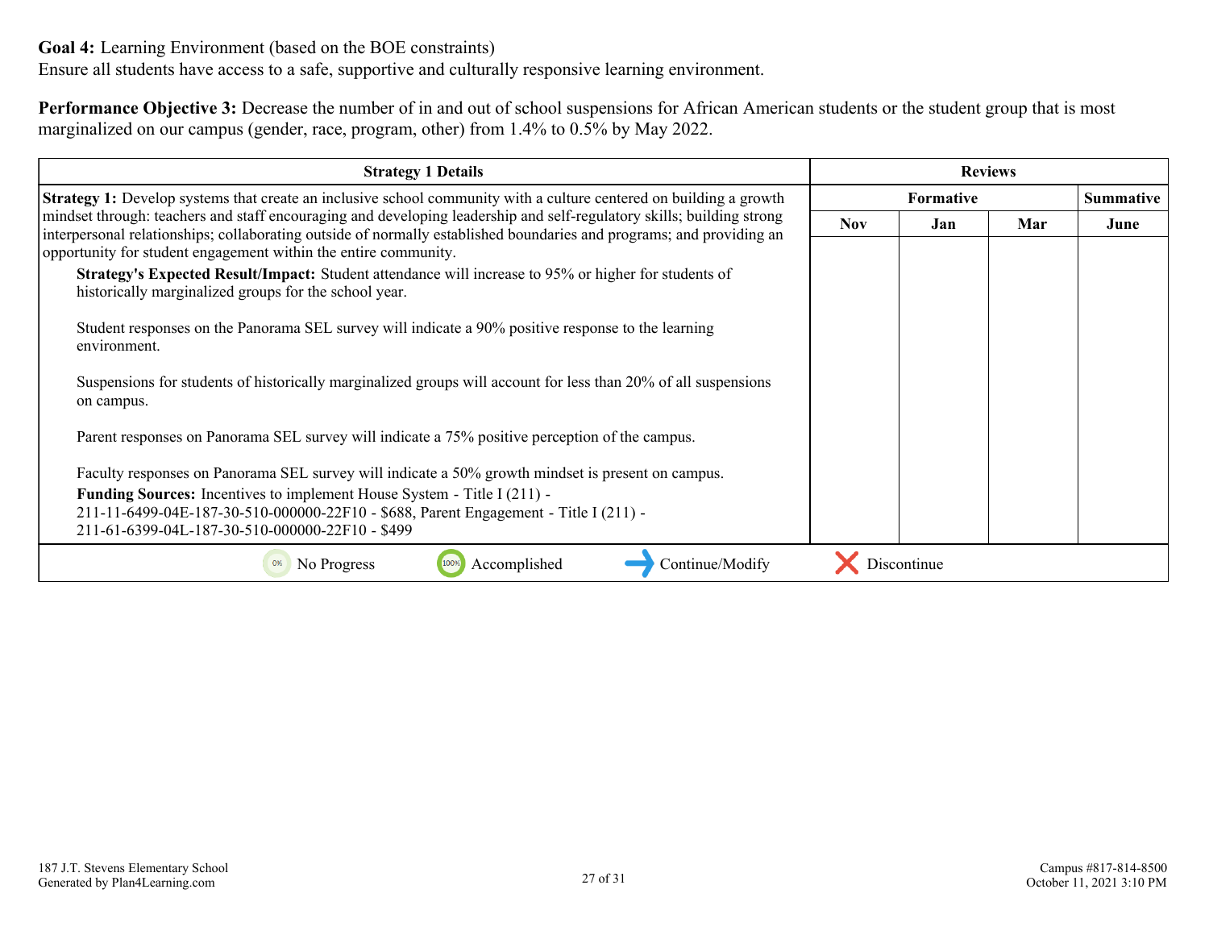**Goal 4:** Learning Environment (based on the BOE constraints)
Ensure all students have access to a safe, supportive and culturally responsive learning environment.

**Performance Objective 3:** Decrease the number of in and out of school suspensions for African American students or the student group that is most marginalized on our campus (gender, race, program, other) from 1.4% to 0.5% by May 2022.

| Strategy 1 Details | Reviews | | | |
|---|---|---|---|---|
| | Formative | | | Summative |
| | Nov | Jan | Mar | June |
| **Strategy 1:** Develop systems that create an inclusive school community with a culture centered on building a growth mindset through: teachers and staff encouraging and developing leadership and self-regulatory skills; building strong interpersonal relationships; collaborating outside of normally established boundaries and programs; and providing an opportunity for student engagement within the entire community.<br>**Strategy's Expected Result/Impact:** Student attendance will increase to 95% or higher for students of historically marginalized groups for the school year.<br><br>Student responses on the Panorama SEL survey will indicate a 90% positive response to the learning environment.<br><br>Suspensions for students of historically marginalized groups will account for less than 20% of all suspensions on campus.<br><br>Parent responses on Panorama SEL survey will indicate a 75% positive perception of the campus.<br><br>Faculty responses on Panorama SEL survey will indicate a 50% growth mindset is present on campus.<br>**Funding Sources:** Incentives to implement House System - Title I (211) - 211-11-6499-04E-187-30-510-000000-22F10 - $688, Parent Engagement - Title I (211) - 211-61-6399-04L-187-30-510-000000-22F10 - $499 | | | | |

0% No Progress | 100% Accomplished | Continue/Modify | Discontinue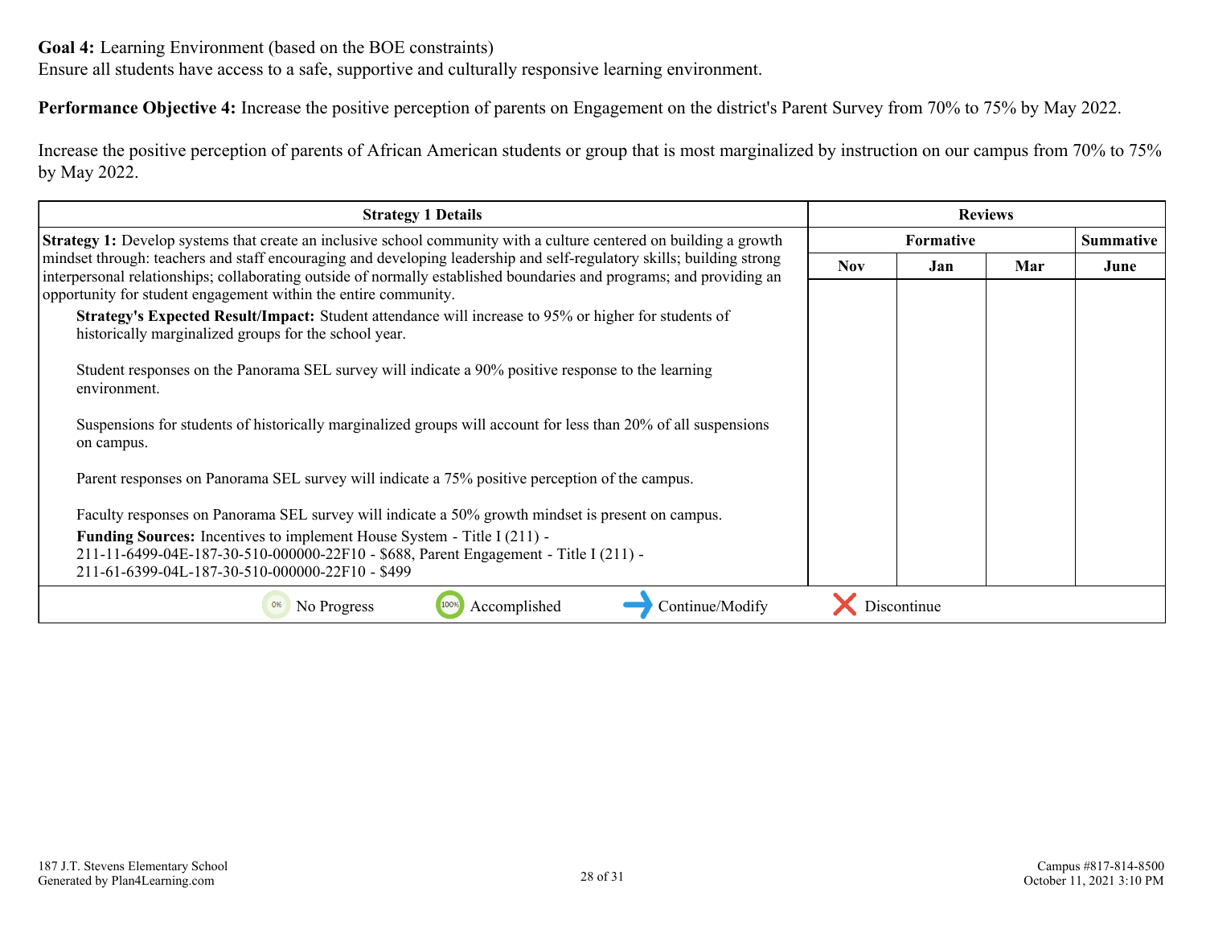**Goal 4:** Learning Environment (based on the BOE constraints)
Ensure all students have access to a safe, supportive and culturally responsive learning environment.

**Performance Objective 4:** Increase the positive perception of parents on Engagement on the district's Parent Survey from 70% to 75% by May 2022.

Increase the positive perception of parents of African American students or group that is most marginalized by instruction on our campus from 70% to 75% by May 2022.

| Strategy 1 Details | Reviews | | | |
|---|---|---|---|---|
| | Formative | | | Summative |
| | Nov | Jan | Mar | June |
| **Strategy 1:** Develop systems that create an inclusive school community with a culture centered on building a growth mindset through: teachers and staff encouraging and developing leadership and self-regulatory skills; building strong interpersonal relationships; collaborating outside of normally established boundaries and programs; and providing an opportunity for student engagement within the entire community.<br>**Strategy's Expected Result/Impact:** Student attendance will increase to 95% or higher for students of historically marginalized groups for the school year.<br><br>Student responses on the Panorama SEL survey will indicate a 90% positive response to the learning environment.<br><br>Suspensions for students of historically marginalized groups will account for less than 20% of all suspensions on campus.<br><br>Parent responses on Panorama SEL survey will indicate a 75% positive perception of the campus.<br><br>Faculty responses on Panorama SEL survey will indicate a 50% growth mindset is present on campus.<br>**Funding Sources:** Incentives to implement House System - Title I (211) - 211-11-6499-04E-187-30-510-000000-22F10 - $688, Parent Engagement - Title I (211) - 211-61-6399-04L-187-30-510-000000-22F10 - $499 | | | | |

0% No Progress | 100% Accomplished | Continue/Modify | Discontinue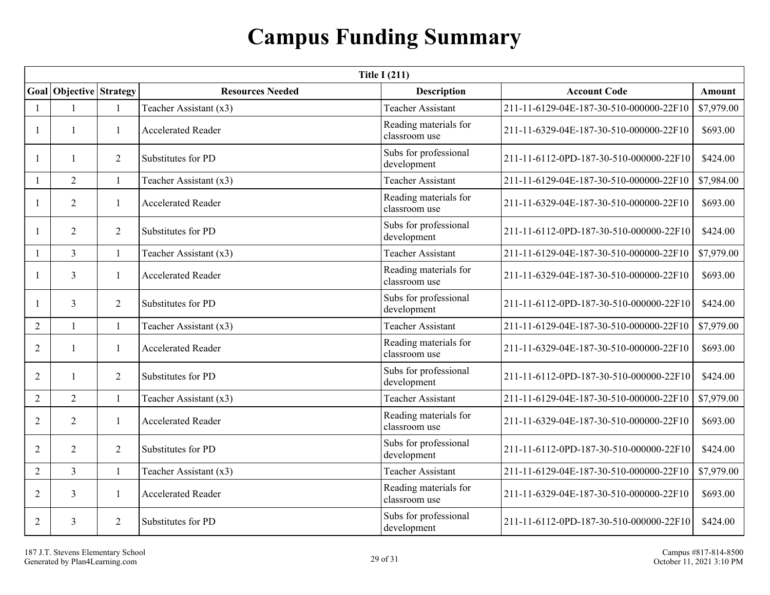# Campus Funding Summary

| Title I (211) | | | | | | |
|---|---|---|---|---|---|---|
| Goal | Objective | Strategy | Resources Needed | Description | Account Code | Amount |
| 1 | 1 | 1 | Teacher Assistant (x3) | Teacher Assistant | 211-11-6129-04E-187-30-510-000000-22F10 | $7,979.00 |
| 1 | 1 | 1 | Accelerated Reader | Reading materials for classroom use | 211-11-6329-04E-187-30-510-000000-22F10 | $693.00 |
| 1 | 1 | 2 | Substitutes for PD | Subs for professional development | 211-11-6112-0PD-187-30-510-000000-22F10 | $424.00 |
| 1 | 2 | 1 | Teacher Assistant (x3) | Teacher Assistant | 211-11-6129-04E-187-30-510-000000-22F10 | $7,984.00 |
| 1 | 2 | 1 | Accelerated Reader | Reading materials for classroom use | 211-11-6329-04E-187-30-510-000000-22F10 | $693.00 |
| 1 | 2 | 2 | Substitutes for PD | Subs for professional development | 211-11-6112-0PD-187-30-510-000000-22F10 | $424.00 |
| 1 | 3 | 1 | Teacher Assistant (x3) | Teacher Assistant | 211-11-6129-04E-187-30-510-000000-22F10 | $7,979.00 |
| 1 | 3 | 1 | Accelerated Reader | Reading materials for classroom use | 211-11-6329-04E-187-30-510-000000-22F10 | $693.00 |
| 1 | 3 | 2 | Substitutes for PD | Subs for professional development | 211-11-6112-0PD-187-30-510-000000-22F10 | $424.00 |
| 2 | 1 | 1 | Teacher Assistant (x3) | Teacher Assistant | 211-11-6129-04E-187-30-510-000000-22F10 | $7,979.00 |
| 2 | 1 | 1 | Accelerated Reader | Reading materials for classroom use | 211-11-6329-04E-187-30-510-000000-22F10 | $693.00 |
| 2 | 1 | 2 | Substitutes for PD | Subs for professional development | 211-11-6112-0PD-187-30-510-000000-22F10 | $424.00 |
| 2 | 2 | 1 | Teacher Assistant (x3) | Teacher Assistant | 211-11-6129-04E-187-30-510-000000-22F10 | $7,979.00 |
| 2 | 2 | 1 | Accelerated Reader | Reading materials for classroom use | 211-11-6329-04E-187-30-510-000000-22F10 | $693.00 |
| 2 | 2 | 2 | Substitutes for PD | Subs for professional development | 211-11-6112-0PD-187-30-510-000000-22F10 | $424.00 |
| 2 | 3 | 1 | Teacher Assistant (x3) | Teacher Assistant | 211-11-6129-04E-187-30-510-000000-22F10 | $7,979.00 |
| 2 | 3 | 1 | Accelerated Reader | Reading materials for classroom use | 211-11-6329-04E-187-30-510-000000-22F10 | $693.00 |
| 2 | 3 | 2 | Substitutes for PD | Subs for professional development | 211-11-6112-0PD-187-30-510-000000-22F10 | $424.00 |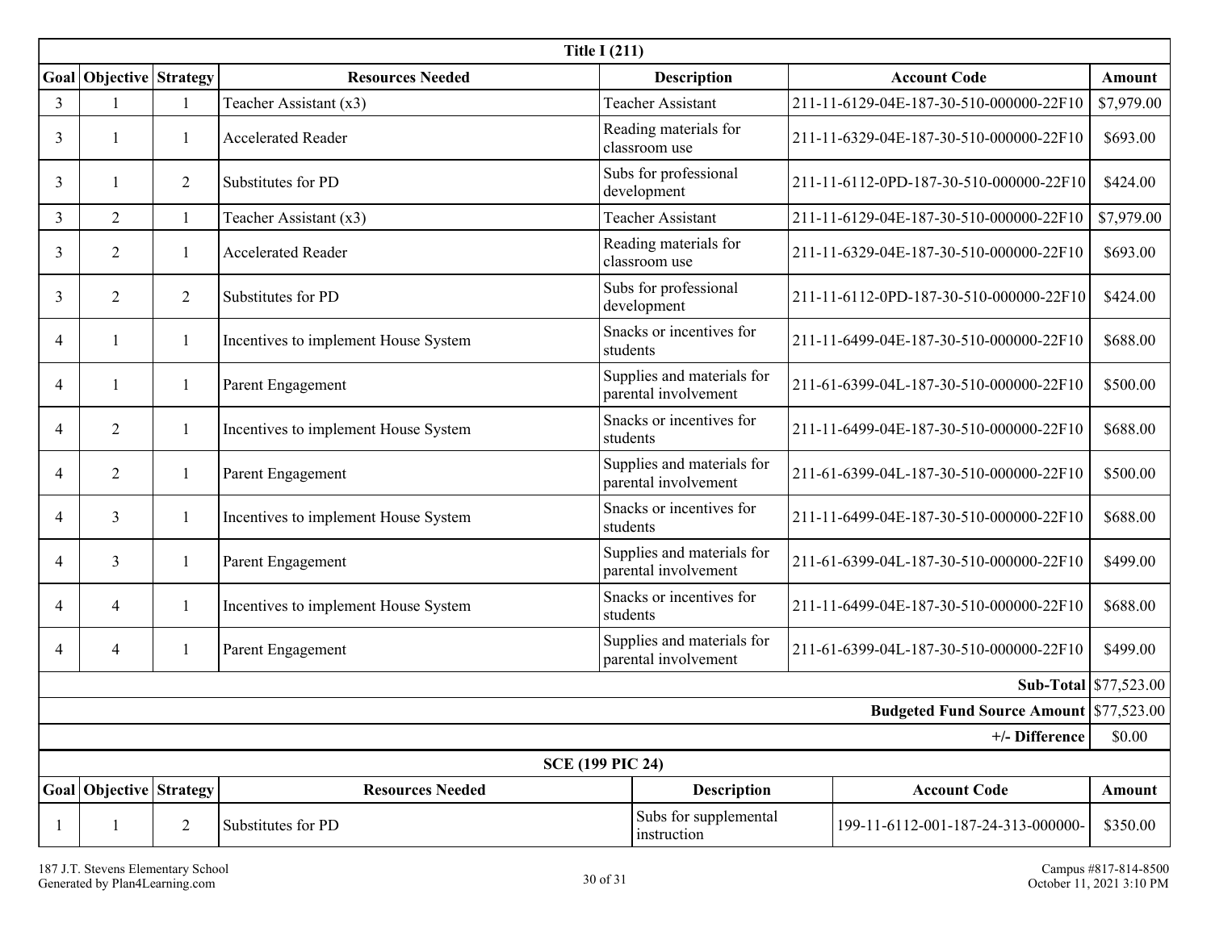| Title I (211) | | | | | | |
|---|---|---|---|---|---|---|
| Goal | Objective | Strategy | Resources Needed | Description | Account Code | Amount |
| 3 | 1 | 1 | Teacher Assistant (x3) | Teacher Assistant | 211-11-6129-04E-187-30-510-000000-22F10 | $7,979.00 |
| 3 | 1 | 1 | Accelerated Reader | Reading materials for classroom use | 211-11-6329-04E-187-30-510-000000-22F10 | $693.00 |
| 3 | 1 | 2 | Substitutes for PD | Subs for professional development | 211-11-6112-0PD-187-30-510-000000-22F10 | $424.00 |
| 3 | 2 | 1 | Teacher Assistant (x3) | Teacher Assistant | 211-11-6129-04E-187-30-510-000000-22F10 | $7,979.00 |
| 3 | 2 | 1 | Accelerated Reader | Reading materials for classroom use | 211-11-6329-04E-187-30-510-000000-22F10 | $693.00 |
| 3 | 2 | 2 | Substitutes for PD | Subs for professional development | 211-11-6112-0PD-187-30-510-000000-22F10 | $424.00 |
| 4 | 1 | 1 | Incentives to implement House System | Snacks or incentives for students | 211-11-6499-04E-187-30-510-000000-22F10 | $688.00 |
| 4 | 1 | 1 | Parent Engagement | Supplies and materials for parental involvement | 211-61-6399-04L-187-30-510-000000-22F10 | $500.00 |
| 4 | 2 | 1 | Incentives to implement House System | Snacks or incentives for students | 211-11-6499-04E-187-30-510-000000-22F10 | $688.00 |
| 4 | 2 | 1 | Parent Engagement | Supplies and materials for parental involvement | 211-61-6399-04L-187-30-510-000000-22F10 | $500.00 |
| 4 | 3 | 1 | Incentives to implement House System | Snacks or incentives for students | 211-11-6499-04E-187-30-510-000000-22F10 | $688.00 |
| 4 | 3 | 1 | Parent Engagement | Supplies and materials for parental involvement | 211-61-6399-04L-187-30-510-000000-22F10 | $499.00 |
| 4 | 4 | 1 | Incentives to implement House System | Snacks or incentives for students | 211-11-6499-04E-187-30-510-000000-22F10 | $688.00 |
| 4 | 4 | 1 | Parent Engagement | Supplies and materials for parental involvement | 211-61-6399-04L-187-30-510-000000-22F10 | $499.00 |
| | | | | | **Sub-Total** | $77,523.00 |
| | | | | | **Budgeted Fund Source Amount** | $77,523.00 |
| | | | | | **+/- Difference** | $0.00 |

| SCE (199 PIC 24) | | | | | | |
|---|---|---|---|---|---|---|
| Goal | Objective | Strategy | Resources Needed | Description | Account Code | Amount |
| 1 | 1 | 2 | Substitutes for PD | Subs for supplemental instruction | 199-11-6112-001-187-24-313-000000- | $350.00 |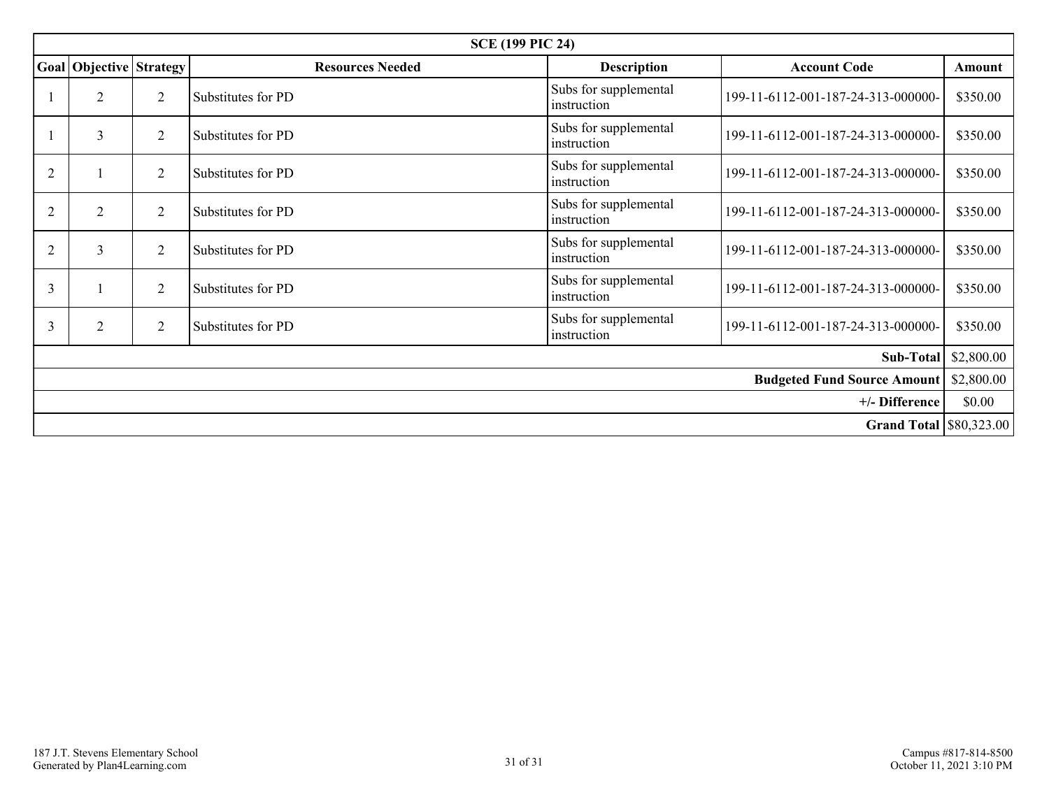| SCE (199 PIC 24) | | | | | | |
|---|---|---|---|---|---|---|
| **Goal** | **Objective** | **Strategy** | **Resources Needed** | **Description** | **Account Code** | **Amount** |
| 1 | 2 | 2 | Substitutes for PD | Subs for supplemental instruction | 199-11-6112-001-187-24-313-000000- | $350.00 |
| 1 | 3 | 2 | Substitutes for PD | Subs for supplemental instruction | 199-11-6112-001-187-24-313-000000- | $350.00 |
| 2 | 1 | 2 | Substitutes for PD | Subs for supplemental instruction | 199-11-6112-001-187-24-313-000000- | $350.00 |
| 2 | 2 | 2 | Substitutes for PD | Subs for supplemental instruction | 199-11-6112-001-187-24-313-000000- | $350.00 |
| 2 | 3 | 2 | Substitutes for PD | Subs for supplemental instruction | 199-11-6112-001-187-24-313-000000- | $350.00 |
| 3 | 1 | 2 | Substitutes for PD | Subs for supplemental instruction | 199-11-6112-001-187-24-313-000000- | $350.00 |
| 3 | 2 | 2 | Substitutes for PD | Subs for supplemental instruction | 199-11-6112-001-187-24-313-000000- | $350.00 |
| | | | | | **Sub-Total** | $2,800.00 |
| | | | | | **Budgeted Fund Source Amount** | $2,800.00 |
| | | | | | **+/- Difference** | $0.00 |
| | | | | | **Grand Total** | $80,323.00 |